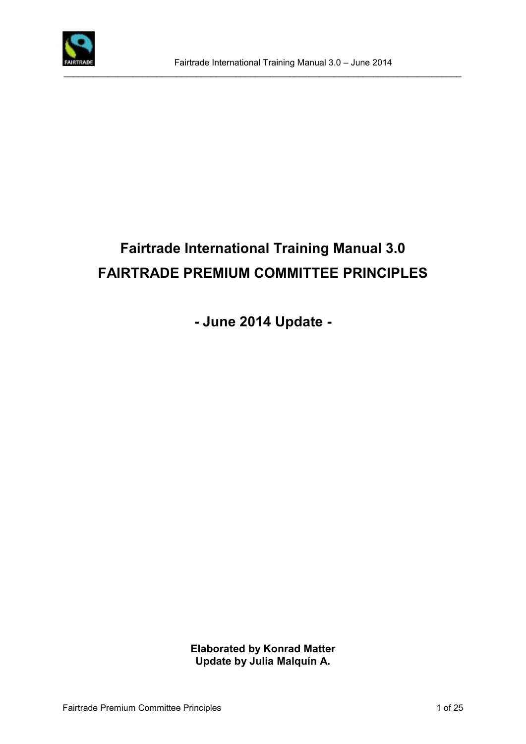# Fairtrade International Training Manual 3.0

# FAIRTRADE PREMIUM COMMITTEE PRINCIPLES

## - June 2014 Update -

**Elaborated by Konrad Matter**
**Update by Julia Malquín A.**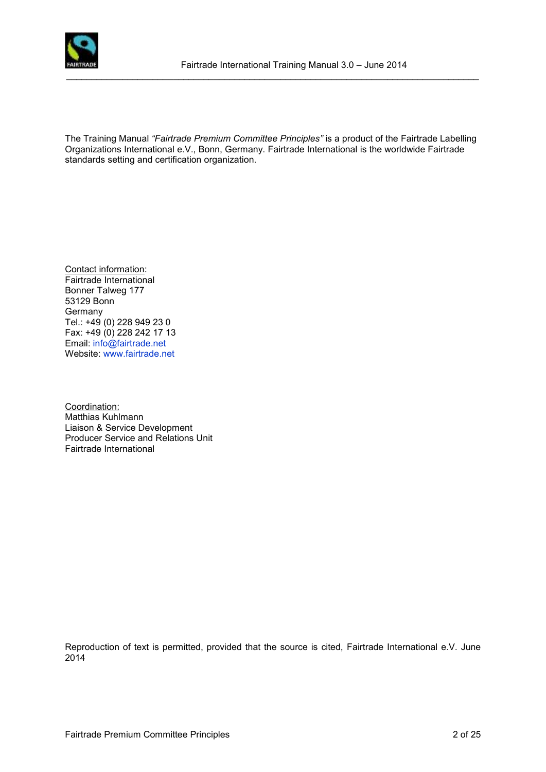The Training Manual *"Fairtrade Premium Committee Principles"* is a product of the Fairtrade Labelling Organizations International e.V., Bonn, Germany. Fairtrade International is the worldwide Fairtrade standards setting and certification organization.

Contact information:
Fairtrade International
Bonner Talweg 177
53129 Bonn
Germany
Tel.: +49 (0) 228 949 23 0
Fax: +49 (0) 228 242 17 13
Email: info@fairtrade.net
Website: www.fairtrade.net

Coordination:
Matthias Kuhlmann
Liaison & Service Development
Producer Service and Relations Unit
Fairtrade International

Reproduction of text is permitted, provided that the source is cited, Fairtrade International e.V. June 2014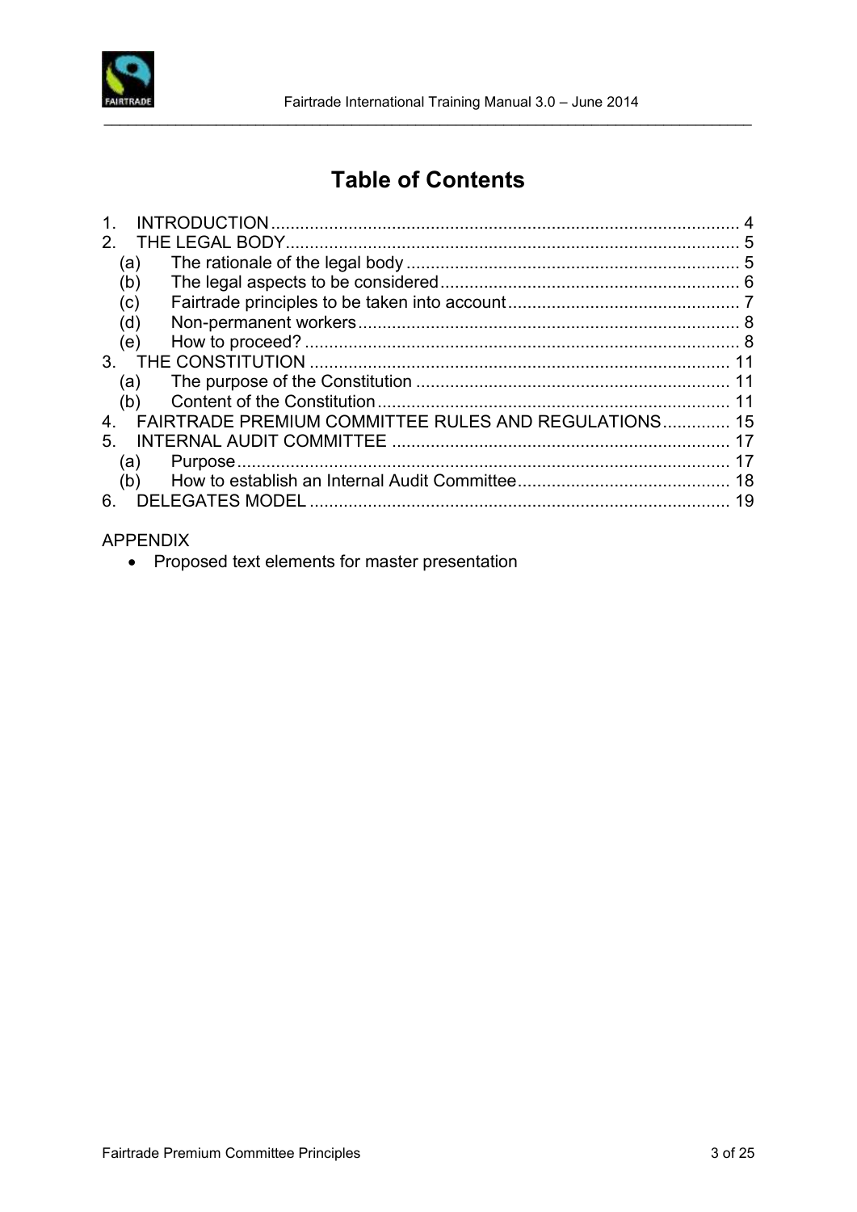# Table of Contents

1. INTRODUCTION .......... 4
2. THE LEGAL BODY .......... 5
   (a) The rationale of the legal body .......... 5
   (b) The legal aspects to be considered .......... 6
   (c) Fairtrade principles to be taken into account .......... 7
   (d) Non-permanent workers .......... 8
   (e) How to proceed? .......... 8
3. THE CONSTITUTION .......... 11
   (a) The purpose of the Constitution .......... 11
   (b) Content of the Constitution .......... 11
4. FAIRTRADE PREMIUM COMMITTEE RULES AND REGULATIONS .......... 15
5. INTERNAL AUDIT COMMITTEE .......... 17
   (a) Purpose .......... 17
   (b) How to establish an Internal Audit Committee .......... 18
6. DELEGATES MODEL .......... 19

APPENDIX

- Proposed text elements for master presentation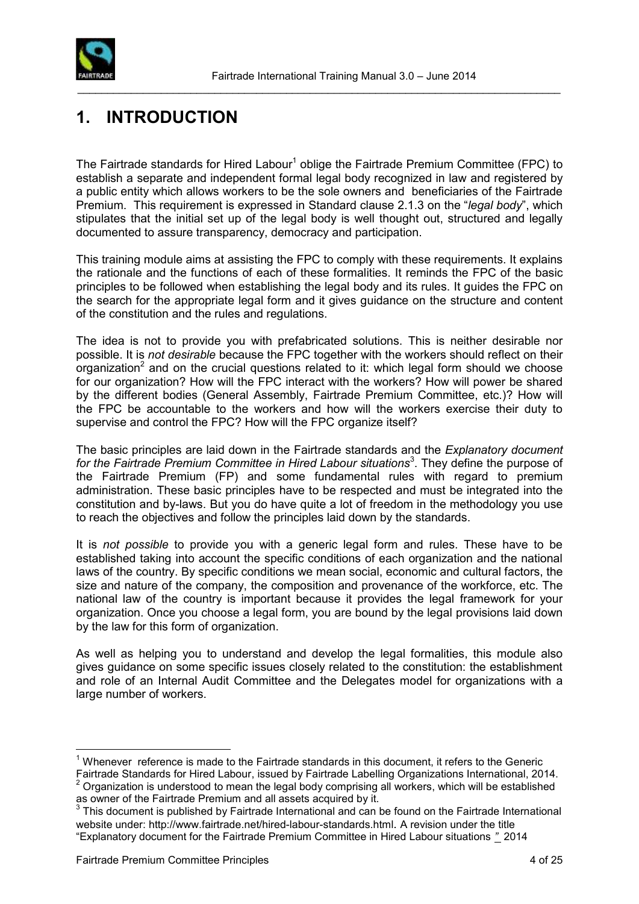# 1. INTRODUCTION

The Fairtrade standards for Hired Labour[1] oblige the Fairtrade Premium Committee (FPC) to establish a separate and independent formal legal body recognized in law and registered by a public entity which allows workers to be the sole owners and beneficiaries of the Fairtrade Premium. This requirement is expressed in Standard clause 2.1.3 on the "*legal body*", which stipulates that the initial set up of the legal body is well thought out, structured and legally documented to assure transparency, democracy and participation.

This training module aims at assisting the FPC to comply with these requirements. It explains the rationale and the functions of each of these formalities. It reminds the FPC of the basic principles to be followed when establishing the legal body and its rules. It guides the FPC on the search for the appropriate legal form and it gives guidance on the structure and content of the constitution and the rules and regulations.

The idea is not to provide you with prefabricated solutions. This is neither desirable nor possible. It is *not desirable* because the FPC together with the workers should reflect on their organization[2] and on the crucial questions related to it: which legal form should we choose for our organization? How will the FPC interact with the workers? How will power be shared by the different bodies (General Assembly, Fairtrade Premium Committee, etc.)? How will the FPC be accountable to the workers and how will the workers exercise their duty to supervise and control the FPC? How will the FPC organize itself?

The basic principles are laid down in the Fairtrade standards and the *Explanatory document for the Fairtrade Premium Committee in Hired Labour situations*[3]. They define the purpose of the Fairtrade Premium (FP) and some fundamental rules with regard to premium administration. These basic principles have to be respected and must be integrated into the constitution and by-laws. But you do have quite a lot of freedom in the methodology you use to reach the objectives and follow the principles laid down by the standards.

It is *not possible* to provide you with a generic legal form and rules. These have to be established taking into account the specific conditions of each organization and the national laws of the country. By specific conditions we mean social, economic and cultural factors, the size and nature of the company, the composition and provenance of the workforce, etc. The national law of the country is important because it provides the legal framework for your organization. Once you choose a legal form, you are bound by the legal provisions laid down by the law for this form of organization.

As well as helping you to understand and develop the legal formalities, this module also gives guidance on some specific issues closely related to the constitution: the establishment and role of an Internal Audit Committee and the Delegates model for organizations with a large number of workers.

---

[1] Whenever reference is made to the Fairtrade standards in this document, it refers to the Generic Fairtrade Standards for Hired Labour, issued by Fairtrade Labelling Organizations International, 2014.

[2] Organization is understood to mean the legal body comprising all workers, which will be established as owner of the Fairtrade Premium and all assets acquired by it.

[3] This document is published by Fairtrade International and can be found on the Fairtrade International website under: http://www.fairtrade.net/hired-labour-standards.html. A revision under the title "Explanatory document for the Fairtrade Premium Committee in Hired Labour situations " 2014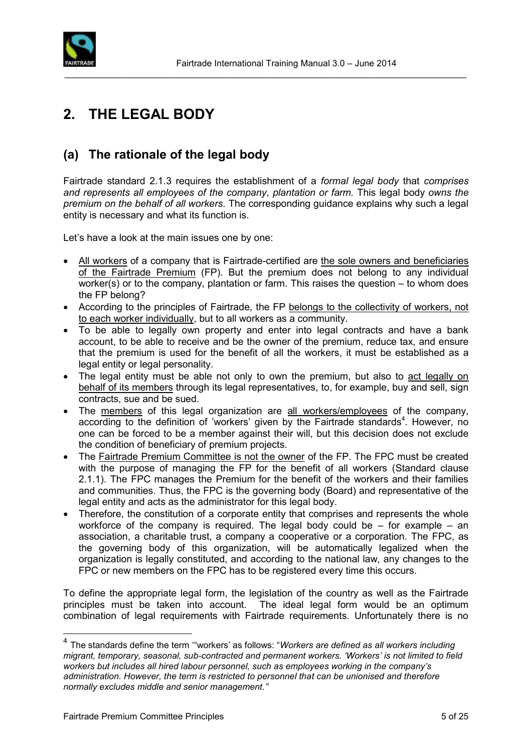# 2. THE LEGAL BODY

## (a) The rationale of the legal body

Fairtrade standard 2.1.3 requires the establishment of a *formal legal body* that *comprises and represents all employees of the company*, *plantation or farm.* This legal body *owns the premium on the behalf of all workers.* The corresponding guidance explains why such a legal entity is necessary and what its function is.

Let's have a look at the main issues one by one:

- <u>All workers</u> of a company that is Fairtrade-certified are <u>the sole owners and beneficiaries of the Fairtrade Premium</u> (FP). But the premium does not belong to any individual worker(s) or to the company, plantation or farm. This raises the question – to whom does the FP belong?
- According to the principles of Fairtrade, the FP <u>belongs to the collectivity of workers, not to each worker individually</u>, but to all workers as a community.
- To be able to legally own property and enter into legal contracts and have a bank account, to be able to receive and be the owner of the premium, reduce tax, and ensure that the premium is used for the benefit of all the workers, it must be established as a legal entity or legal personality.
- The legal entity must be able not only to own the premium, but also to <u>act legally on behalf of its members</u> through its legal representatives, to, for example, buy and sell, sign contracts, sue and be sued.
- The <u>members</u> of this legal organization are <u>all workers/employees</u> of the company, according to the definition of 'workers' given by the Fairtrade standards[4]. However, no one can be forced to be a member against their will, but this decision does not exclude the condition of beneficiary of premium projects.
- The <u>Fairtrade Premium Committee is not the owner</u> of the FP. The FPC must be created with the purpose of managing the FP for the benefit of all workers (Standard clause 2.1.1). The FPC manages the Premium for the benefit of the workers and their families and communities. Thus, the FPC is the governing body (Board) and representative of the legal entity and acts as the administrator for this legal body.
- Therefore, the constitution of a corporate entity that comprises and represents the whole workforce of the company is required. The legal body could be – for example – an association, a charitable trust, a company a cooperative or a corporation. The FPC, as the governing body of this organization, will be automatically legalized when the organization is legally constituted, and according to the national law, any changes to the FPC or new members on the FPC has to be registered every time this occurs.

To define the appropriate legal form, the legislation of the country as well as the Fairtrade principles must be taken into account. The ideal legal form would be an optimum combination of legal requirements with Fairtrade requirements. Unfortunately there is no

---

[4] The standards define the term '"workers' as follows: "*Workers are defined as all workers including migrant, temporary, seasonal, sub-contracted and permanent workers. 'Workers' is not limited to field workers but includes all hired labour personnel, such as employees working in the company's administration. However, the term is restricted to personnel that can be unionised and therefore normally excludes middle and senior management."*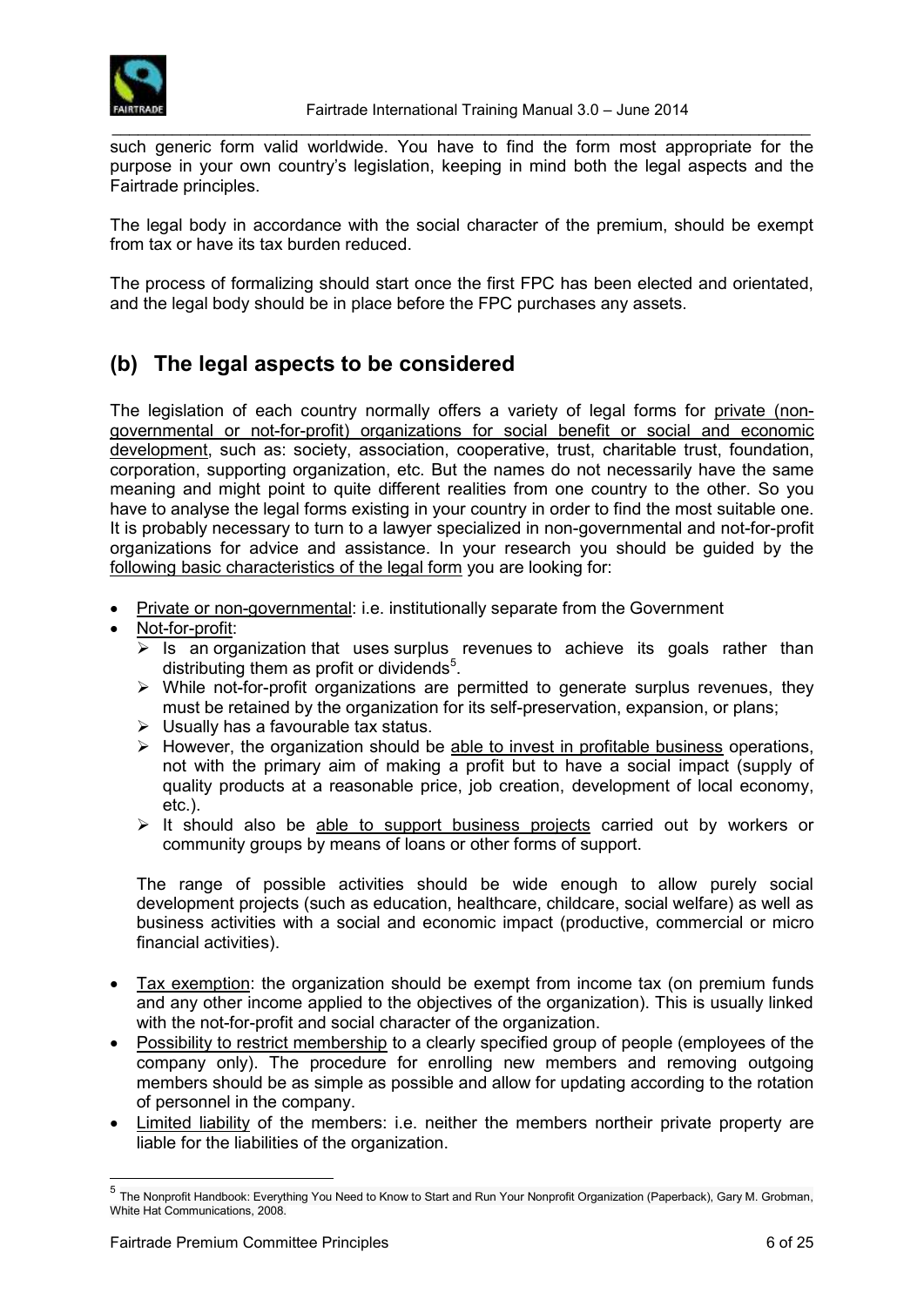such generic form valid worldwide. You have to find the form most appropriate for the purpose in your own country's legislation, keeping in mind both the legal aspects and the Fairtrade principles.

The legal body in accordance with the social character of the premium, should be exempt from tax or have its tax burden reduced.

The process of formalizing should start once the first FPC has been elected and orientated, and the legal body should be in place before the FPC purchases any assets.

## (b) The legal aspects to be considered

The legislation of each country normally offers a variety of legal forms for private (non-governmental or not-for-profit) organizations for social benefit or social and economic development, such as: society, association, cooperative, trust, charitable trust, foundation, corporation, supporting organization, etc. But the names do not necessarily have the same meaning and might point to quite different realities from one country to the other. So you have to analyse the legal forms existing in your country in order to find the most suitable one. It is probably necessary to turn to a lawyer specialized in non-governmental and not-for-profit organizations for advice and assistance. In your research you should be guided by the following basic characteristics of the legal form you are looking for:

- Private or non-governmental: i.e. institutionally separate from the Government
- Not-for-profit:
  - Is an organization that uses surplus revenues to achieve its goals rather than distributing them as profit or dividends[5].
  - While not-for-profit organizations are permitted to generate surplus revenues, they must be retained by the organization for its self-preservation, expansion, or plans;
  - Usually has a favourable tax status.
  - However, the organization should be able to invest in profitable business operations, not with the primary aim of making a profit but to have a social impact (supply of quality products at a reasonable price, job creation, development of local economy, etc.).
  - It should also be able to support business projects carried out by workers or community groups by means of loans or other forms of support.

  The range of possible activities should be wide enough to allow purely social development projects (such as education, healthcare, childcare, social welfare) as well as business activities with a social and economic impact (productive, commercial or micro financial activities).

- Tax exemption: the organization should be exempt from income tax (on premium funds and any other income applied to the objectives of the organization). This is usually linked with the not-for-profit and social character of the organization.
- Possibility to restrict membership to a clearly specified group of people (employees of the company only). The procedure for enrolling new members and removing outgoing members should be as simple as possible and allow for updating according to the rotation of personnel in the company.
- Limited liability of the members: i.e. neither the members northeir private property are liable for the liabilities of the organization.

---

[5] The Nonprofit Handbook: Everything You Need to Know to Start and Run Your Nonprofit Organization (Paperback), Gary M. Grobman, White Hat Communications, 2008.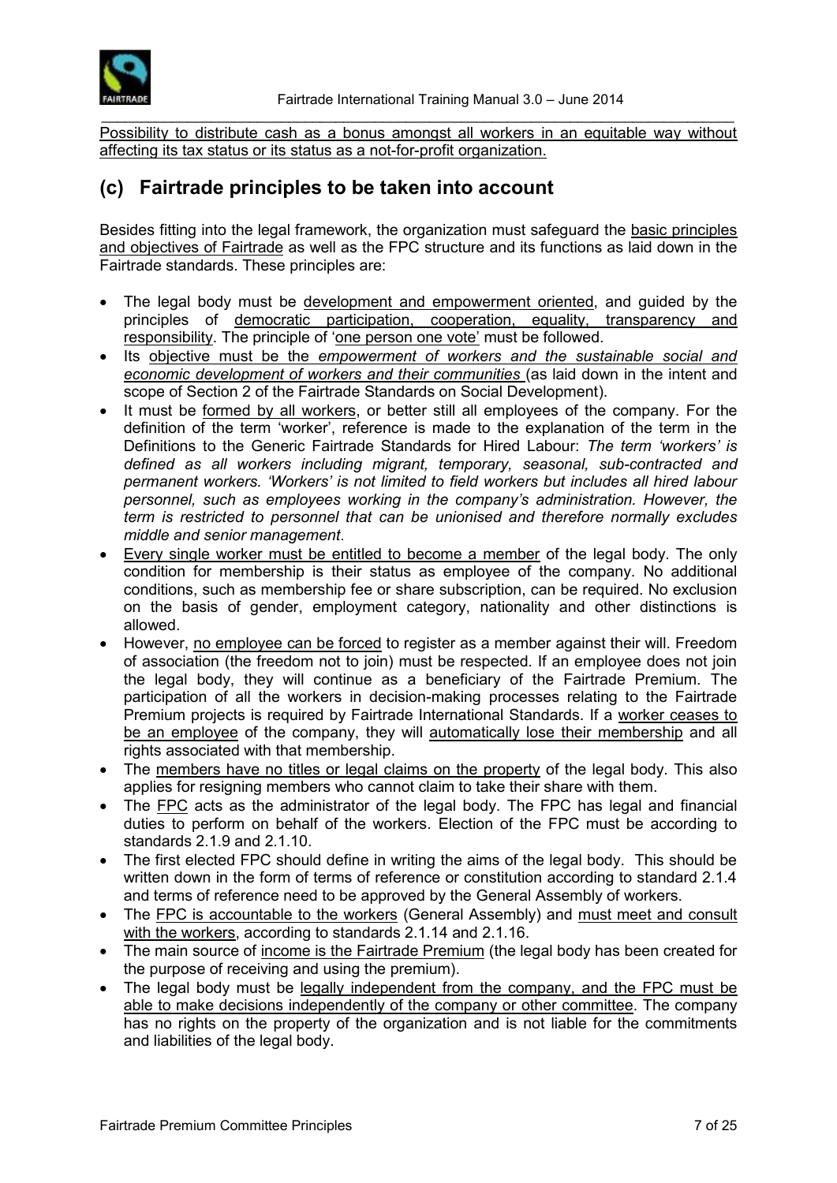Possibility to distribute cash as a bonus amongst all workers in an equitable way without affecting its tax status or its status as a not-for-profit organization.

## (c) Fairtrade principles to be taken into account

Besides fitting into the legal framework, the organization must safeguard the basic principles and objectives of Fairtrade as well as the FPC structure and its functions as laid down in the Fairtrade standards. These principles are:

- The legal body must be development and empowerment oriented, and guided by the principles of democratic participation, cooperation, equality, transparency and responsibility. The principle of 'one person one vote' must be followed.
- Its objective must be the *empowerment of workers and the sustainable social and economic development of workers and their communities* (as laid down in the intent and scope of Section 2 of the Fairtrade Standards on Social Development).
- It must be formed by all workers, or better still all employees of the company. For the definition of the term 'worker', reference is made to the explanation of the term in the Definitions to the Generic Fairtrade Standards for Hired Labour: *The term 'workers' is defined as all workers including migrant, temporary, seasonal, sub-contracted and permanent workers. 'Workers' is not limited to field workers but includes all hired labour personnel, such as employees working in the company's administration. However, the term is restricted to personnel that can be unionised and therefore normally excludes middle and senior management.*
- Every single worker must be entitled to become a member of the legal body. The only condition for membership is their status as employee of the company. No additional conditions, such as membership fee or share subscription, can be required. No exclusion on the basis of gender, employment category, nationality and other distinctions is allowed.
- However, no employee can be forced to register as a member against their will. Freedom of association (the freedom not to join) must be respected. If an employee does not join the legal body, they will continue as a beneficiary of the Fairtrade Premium. The participation of all the workers in decision-making processes relating to the Fairtrade Premium projects is required by Fairtrade International Standards. If a worker ceases to be an employee of the company, they will automatically lose their membership and all rights associated with that membership.
- The members have no titles or legal claims on the property of the legal body. This also applies for resigning members who cannot claim to take their share with them.
- The FPC acts as the administrator of the legal body. The FPC has legal and financial duties to perform on behalf of the workers. Election of the FPC must be according to standards 2.1.9 and 2.1.10.
- The first elected FPC should define in writing the aims of the legal body. This should be written down in the form of terms of reference or constitution according to standard 2.1.4 and terms of reference need to be approved by the General Assembly of workers.
- The FPC is accountable to the workers (General Assembly) and must meet and consult with the workers, according to standards 2.1.14 and 2.1.16.
- The main source of income is the Fairtrade Premium (the legal body has been created for the purpose of receiving and using the premium).
- The legal body must be legally independent from the company, and the FPC must be able to make decisions independently of the company or other committee. The company has no rights on the property of the organization and is not liable for the commitments and liabilities of the legal body.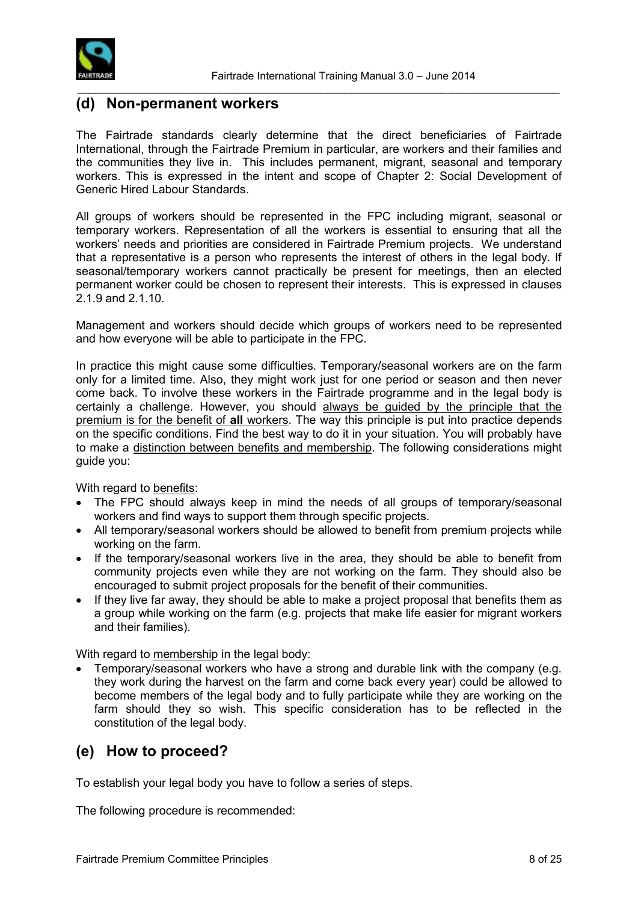## (d) Non-permanent workers

The Fairtrade standards clearly determine that the direct beneficiaries of Fairtrade International, through the Fairtrade Premium in particular, are workers and their families and the communities they live in. This includes permanent, migrant, seasonal and temporary workers. This is expressed in the intent and scope of Chapter 2: Social Development of Generic Hired Labour Standards.

All groups of workers should be represented in the FPC including migrant, seasonal or temporary workers. Representation of all the workers is essential to ensuring that all the workers' needs and priorities are considered in Fairtrade Premium projects. We understand that a representative is a person who represents the interest of others in the legal body. If seasonal/temporary workers cannot practically be present for meetings, then an elected permanent worker could be chosen to represent their interests. This is expressed in clauses 2.1.9 and 2.1.10.

Management and workers should decide which groups of workers need to be represented and how everyone will be able to participate in the FPC.

In practice this might cause some difficulties. Temporary/seasonal workers are on the farm only for a limited time. Also, they might work just for one period or season and then never come back. To involve these workers in the Fairtrade programme and in the legal body is certainly a challenge. However, you should always be guided by the principle that the premium is for the benefit of **all** workers. The way this principle is put into practice depends on the specific conditions. Find the best way to do it in your situation. You will probably have to make a distinction between benefits and membership. The following considerations might guide you:

With regard to benefits:

- The FPC should always keep in mind the needs of all groups of temporary/seasonal workers and find ways to support them through specific projects.
- All temporary/seasonal workers should be allowed to benefit from premium projects while working on the farm.
- If the temporary/seasonal workers live in the area, they should be able to benefit from community projects even while they are not working on the farm. They should also be encouraged to submit project proposals for the benefit of their communities.
- If they live far away, they should be able to make a project proposal that benefits them as a group while working on the farm (e.g. projects that make life easier for migrant workers and their families).

With regard to membership in the legal body:

- Temporary/seasonal workers who have a strong and durable link with the company (e.g. they work during the harvest on the farm and come back every year) could be allowed to become members of the legal body and to fully participate while they are working on the farm should they so wish. This specific consideration has to be reflected in the constitution of the legal body.

## (e) How to proceed?

To establish your legal body you have to follow a series of steps.

The following procedure is recommended: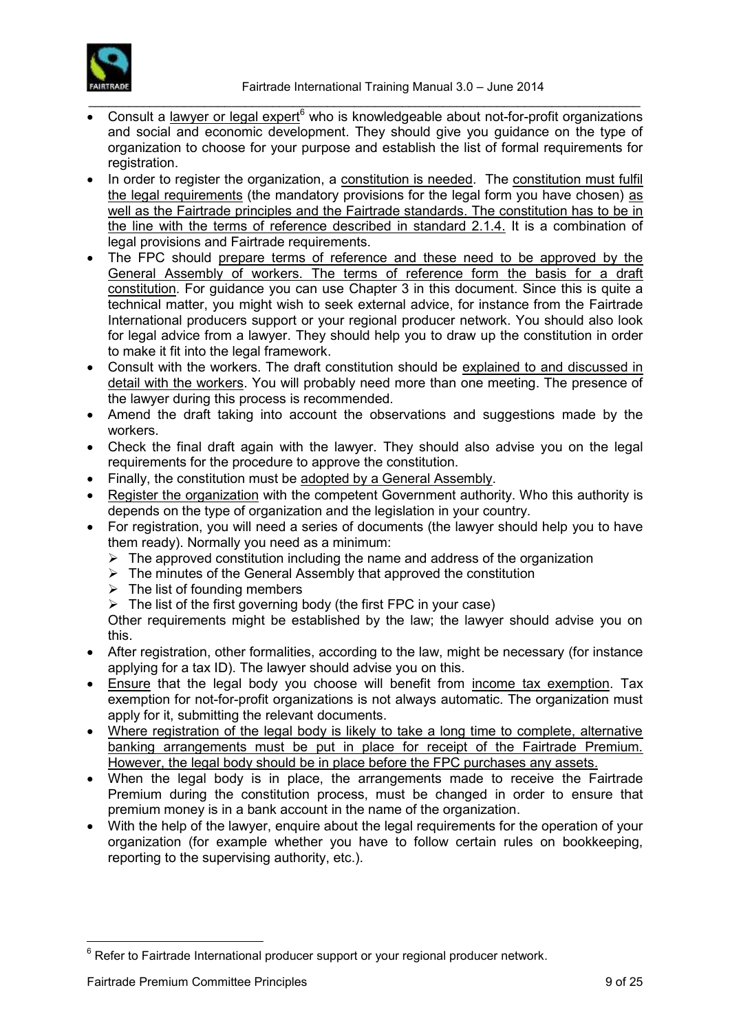- Consult a lawyer or legal expert[6] who is knowledgeable about not-for-profit organizations and social and economic development. They should give you guidance on the type of organization to choose for your purpose and establish the list of formal requirements for registration.
- In order to register the organization, a constitution is needed. The constitution must fulfil the legal requirements (the mandatory provisions for the legal form you have chosen) as well as the Fairtrade principles and the Fairtrade standards. The constitution has to be in the line with the terms of reference described in standard 2.1.4. It is a combination of legal provisions and Fairtrade requirements.
- The FPC should prepare terms of reference and these need to be approved by the General Assembly of workers. The terms of reference form the basis for a draft constitution. For guidance you can use Chapter 3 in this document. Since this is quite a technical matter, you might wish to seek external advice, for instance from the Fairtrade International producers support or your regional producer network. You should also look for legal advice from a lawyer. They should help you to draw up the constitution in order to make it fit into the legal framework.
- Consult with the workers. The draft constitution should be explained to and discussed in detail with the workers. You will probably need more than one meeting. The presence of the lawyer during this process is recommended.
- Amend the draft taking into account the observations and suggestions made by the workers.
- Check the final draft again with the lawyer. They should also advise you on the legal requirements for the procedure to approve the constitution.
- Finally, the constitution must be adopted by a General Assembly.
- Register the organization with the competent Government authority. Who this authority is depends on the type of organization and the legislation in your country.
- For registration, you will need a series of documents (the lawyer should help you to have them ready). Normally you need as a minimum:
  - The approved constitution including the name and address of the organization
  - The minutes of the General Assembly that approved the constitution
  - The list of founding members
  - The list of the first governing body (the first FPC in your case)

  Other requirements might be established by the law; the lawyer should advise you on this.
- After registration, other formalities, according to the law, might be necessary (for instance applying for a tax ID). The lawyer should advise you on this.
- Ensure that the legal body you choose will benefit from income tax exemption. Tax exemption for not-for-profit organizations is not always automatic. The organization must apply for it, submitting the relevant documents.
- Where registration of the legal body is likely to take a long time to complete, alternative banking arrangements must be put in place for receipt of the Fairtrade Premium. However, the legal body should be in place before the FPC purchases any assets.
- When the legal body is in place, the arrangements made to receive the Fairtrade Premium during the constitution process, must be changed in order to ensure that premium money is in a bank account in the name of the organization.
- With the help of the lawyer, enquire about the legal requirements for the operation of your organization (for example whether you have to follow certain rules on bookkeeping, reporting to the supervising authority, etc.).

[6] Refer to Fairtrade International producer support or your regional producer network.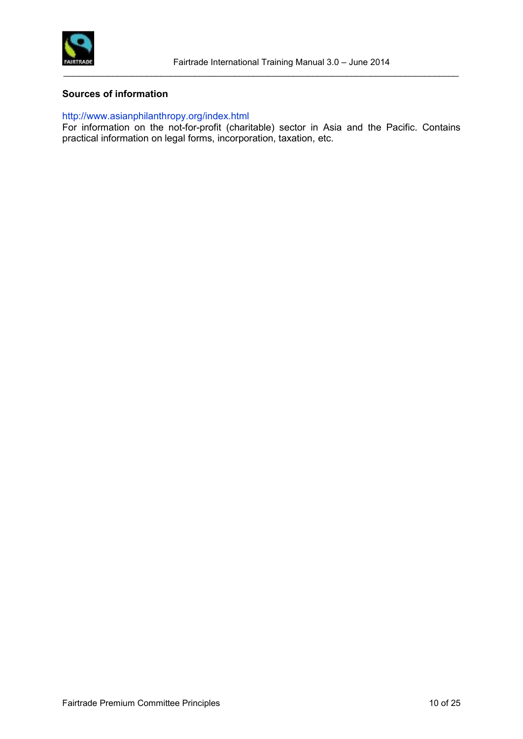**Sources of information**

http://www.asianphilanthropy.org/index.html
For information on the not-for-profit (charitable) sector in Asia and the Pacific. Contains practical information on legal forms, incorporation, taxation, etc.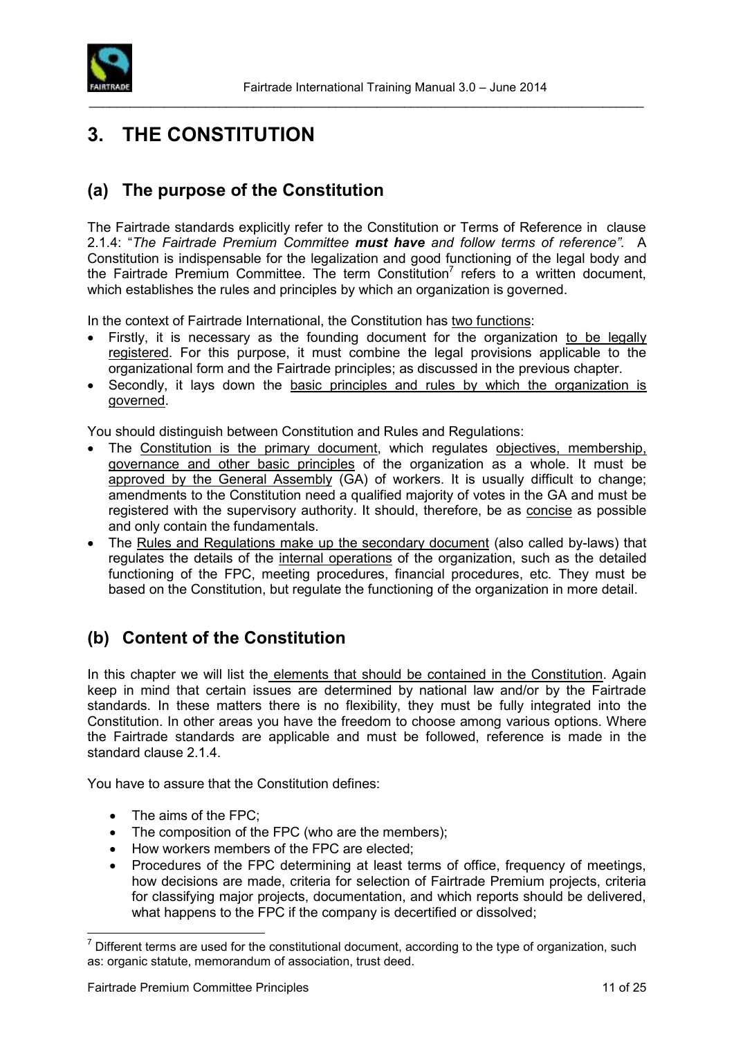# 3. THE CONSTITUTION

## (a) The purpose of the Constitution

The Fairtrade standards explicitly refer to the Constitution or Terms of Reference in clause 2.1.4: "*The Fairtrade Premium Committee **must have** and follow terms of reference".* A Constitution is indispensable for the legalization and good functioning of the legal body and the Fairtrade Premium Committee. The term Constitution[7] refers to a written document, which establishes the rules and principles by which an organization is governed.

In the context of Fairtrade International, the Constitution has two functions:

- Firstly, it is necessary as the founding document for the organization to be legally registered. For this purpose, it must combine the legal provisions applicable to the organizational form and the Fairtrade principles; as discussed in the previous chapter.
- Secondly, it lays down the basic principles and rules by which the organization is governed.

You should distinguish between Constitution and Rules and Regulations:

- The Constitution is the primary document, which regulates objectives, membership, governance and other basic principles of the organization as a whole. It must be approved by the General Assembly (GA) of workers. It is usually difficult to change; amendments to the Constitution need a qualified majority of votes in the GA and must be registered with the supervisory authority. It should, therefore, be as concise as possible and only contain the fundamentals.
- The Rules and Regulations make up the secondary document (also called by-laws) that regulates the details of the internal operations of the organization, such as the detailed functioning of the FPC, meeting procedures, financial procedures, etc. They must be based on the Constitution, but regulate the functioning of the organization in more detail.

## (b) Content of the Constitution

In this chapter we will list the elements that should be contained in the Constitution. Again keep in mind that certain issues are determined by national law and/or by the Fairtrade standards. In these matters there is no flexibility, they must be fully integrated into the Constitution. In other areas you have the freedom to choose among various options. Where the Fairtrade standards are applicable and must be followed, reference is made in the standard clause 2.1.4.

You have to assure that the Constitution defines:

- The aims of the FPC;
- The composition of the FPC (who are the members);
- How workers members of the FPC are elected;
- Procedures of the FPC determining at least terms of office, frequency of meetings, how decisions are made, criteria for selection of Fairtrade Premium projects, criteria for classifying major projects, documentation, and which reports should be delivered, what happens to the FPC if the company is decertified or dissolved;

[7] Different terms are used for the constitutional document, according to the type of organization, such as: organic statute, memorandum of association, trust deed.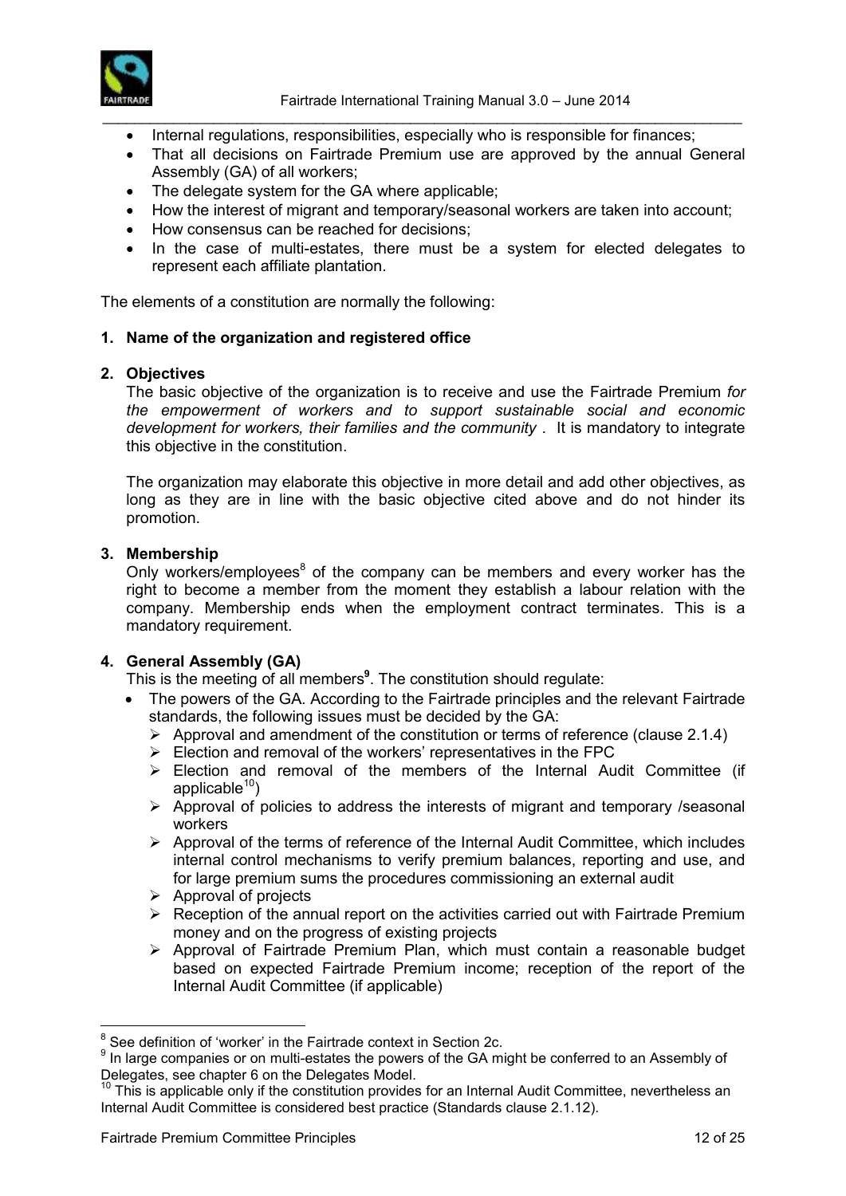- Internal regulations, responsibilities, especially who is responsible for finances;
- That all decisions on Fairtrade Premium use are approved by the annual General Assembly (GA) of all workers;
- The delegate system for the GA where applicable;
- How the interest of migrant and temporary/seasonal workers are taken into account;
- How consensus can be reached for decisions;
- In the case of multi-estates, there must be a system for elected delegates to represent each affiliate plantation.

The elements of a constitution are normally the following:

**1. Name of the organization and registered office**

**2. Objectives**

The basic objective of the organization is to receive and use the Fairtrade Premium *for the empowerment of workers and to support sustainable social and economic development for workers, their families and the community* . It is mandatory to integrate this objective in the constitution.

The organization may elaborate this objective in more detail and add other objectives, as long as they are in line with the basic objective cited above and do not hinder its promotion.

**3. Membership**

Only workers/employees[8] of the company can be members and every worker has the right to become a member from the moment they establish a labour relation with the company. Membership ends when the employment contract terminates. This is a mandatory requirement.

**4. General Assembly (GA)**

This is the meeting of all members[9]. The constitution should regulate:

- The powers of the GA. According to the Fairtrade principles and the relevant Fairtrade standards, the following issues must be decided by the GA:
  - Approval and amendment of the constitution or terms of reference (clause 2.1.4)
  - Election and removal of the workers' representatives in the FPC
  - Election and removal of the members of the Internal Audit Committee (if applicable[10])
  - Approval of policies to address the interests of migrant and temporary /seasonal workers
  - Approval of the terms of reference of the Internal Audit Committee, which includes internal control mechanisms to verify premium balances, reporting and use, and for large premium sums the procedures commissioning an external audit
  - Approval of projects
  - Reception of the annual report on the activities carried out with Fairtrade Premium money and on the progress of existing projects
  - Approval of Fairtrade Premium Plan, which must contain a reasonable budget based on expected Fairtrade Premium income; reception of the report of the Internal Audit Committee (if applicable)

---

[8] See definition of 'worker' in the Fairtrade context in Section 2c.

[9] In large companies or on multi-estates the powers of the GA might be conferred to an Assembly of Delegates, see chapter 6 on the Delegates Model.

[10] This is applicable only if the constitution provides for an Internal Audit Committee, nevertheless an Internal Audit Committee is considered best practice (Standards clause 2.1.12).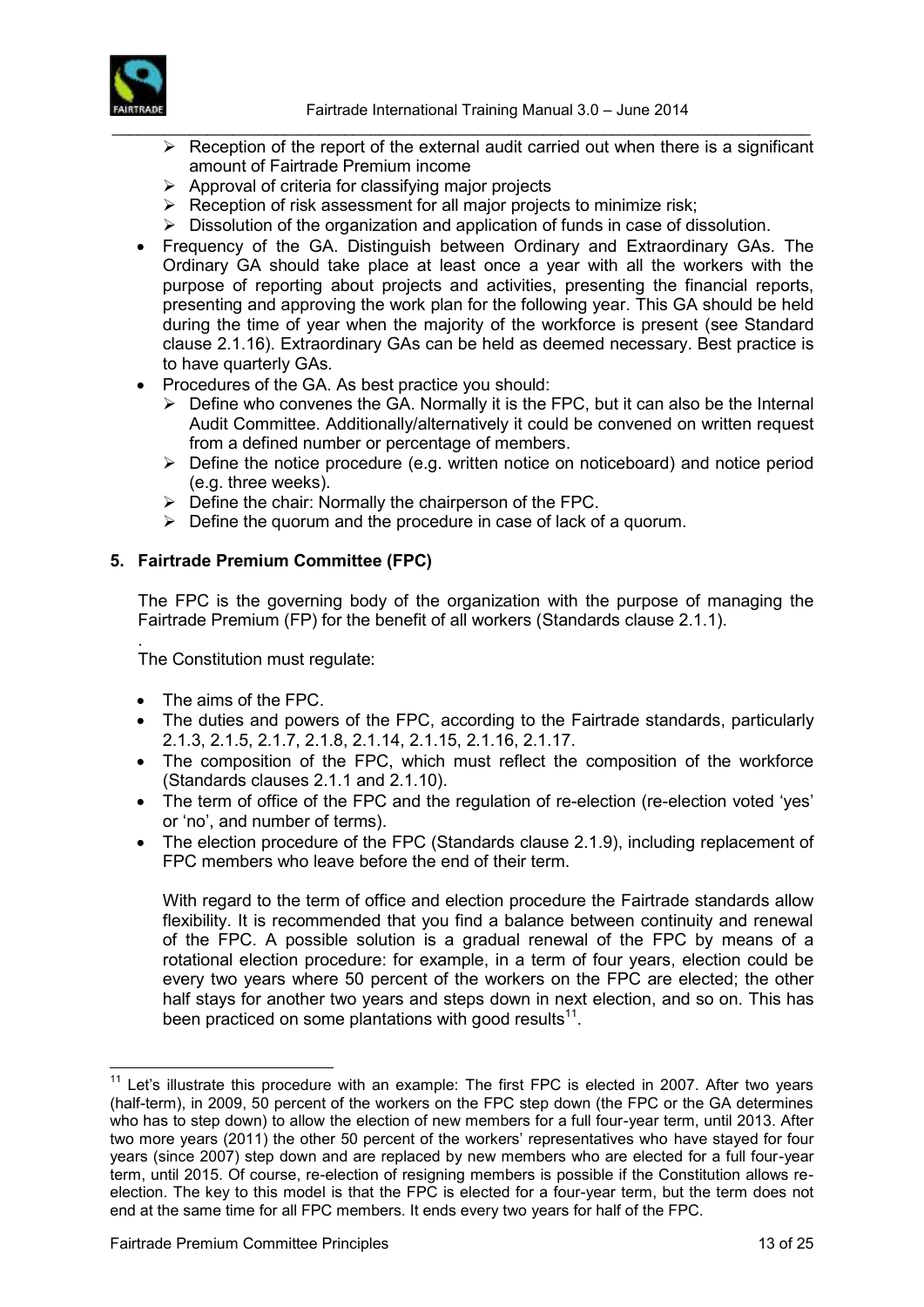- Reception of the report of the external audit carried out when there is a significant amount of Fairtrade Premium income
  - Approval of criteria for classifying major projects
  - Reception of risk assessment for all major projects to minimize risk;
  - Dissolution of the organization and application of funds in case of dissolution.
- Frequency of the GA. Distinguish between Ordinary and Extraordinary GAs. The Ordinary GA should take place at least once a year with all the workers with the purpose of reporting about projects and activities, presenting the financial reports, presenting and approving the work plan for the following year. This GA should be held during the time of year when the majority of the workforce is present (see Standard clause 2.1.16). Extraordinary GAs can be held as deemed necessary. Best practice is to have quarterly GAs.
- Procedures of the GA. As best practice you should:
  - Define who convenes the GA. Normally it is the FPC, but it can also be the Internal Audit Committee. Additionally/alternatively it could be convened on written request from a defined number or percentage of members.
  - Define the notice procedure (e.g. written notice on noticeboard) and notice period (e.g. three weeks).
  - Define the chair: Normally the chairperson of the FPC.
  - Define the quorum and the procedure in case of lack of a quorum.

## 5. Fairtrade Premium Committee (FPC)

The FPC is the governing body of the organization with the purpose of managing the Fairtrade Premium (FP) for the benefit of all workers (Standards clause 2.1.1).

.
The Constitution must regulate:

- The aims of the FPC.
- The duties and powers of the FPC, according to the Fairtrade standards, particularly 2.1.3, 2.1.5, 2.1.7, 2.1.8, 2.1.14, 2.1.15, 2.1.16, 2.1.17.
- The composition of the FPC, which must reflect the composition of the workforce (Standards clauses 2.1.1 and 2.1.10).
- The term of office of the FPC and the regulation of re-election (re-election voted 'yes' or 'no', and number of terms).
- The election procedure of the FPC (Standards clause 2.1.9), including replacement of FPC members who leave before the end of their term.

  With regard to the term of office and election procedure the Fairtrade standards allow flexibility. It is recommended that you find a balance between continuity and renewal of the FPC. A possible solution is a gradual renewal of the FPC by means of a rotational election procedure: for example, in a term of four years, election could be every two years where 50 percent of the workers on the FPC are elected; the other half stays for another two years and steps down in next election, and so on. This has been practiced on some plantations with good results[11].

[11] Let's illustrate this procedure with an example: The first FPC is elected in 2007. After two years (half-term), in 2009, 50 percent of the workers on the FPC step down (the FPC or the GA determines who has to step down) to allow the election of new members for a full four-year term, until 2013. After two more years (2011) the other 50 percent of the workers' representatives who have stayed for four years (since 2007) step down and are replaced by new members who are elected for a full four-year term, until 2015. Of course, re-election of resigning members is possible if the Constitution allows re-election. The key to this model is that the FPC is elected for a four-year term, but the term does not end at the same time for all FPC members. It ends every two years for half of the FPC.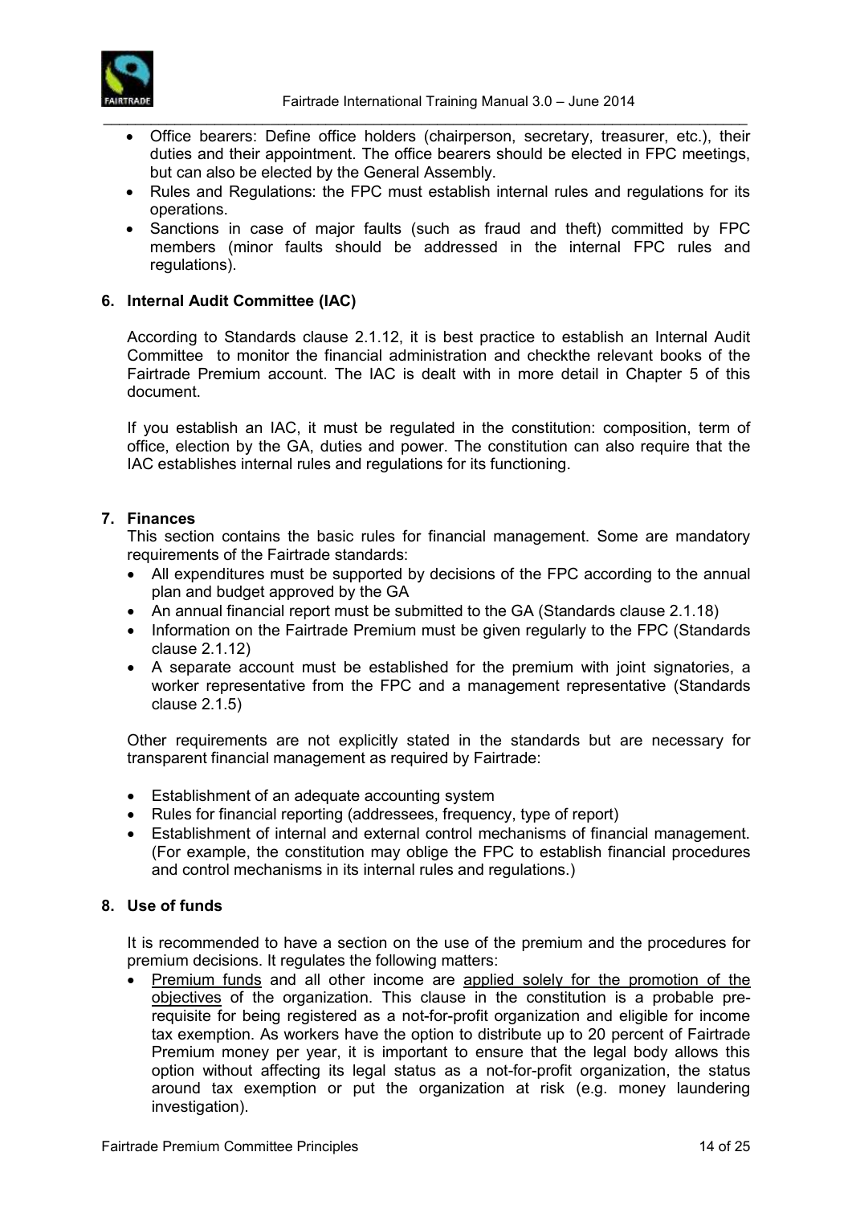- Office bearers: Define office holders (chairperson, secretary, treasurer, etc.), their duties and their appointment. The office bearers should be elected in FPC meetings, but can also be elected by the General Assembly.
- Rules and Regulations: the FPC must establish internal rules and regulations for its operations.
- Sanctions in case of major faults (such as fraud and theft) committed by FPC members (minor faults should be addressed in the internal FPC rules and regulations).

### 6. Internal Audit Committee (IAC)

According to Standards clause 2.1.12, it is best practice to establish an Internal Audit Committee to monitor the financial administration and checkthe relevant books of the Fairtrade Premium account. The IAC is dealt with in more detail in Chapter 5 of this document.

If you establish an IAC, it must be regulated in the constitution: composition, term of office, election by the GA, duties and power. The constitution can also require that the IAC establishes internal rules and regulations for its functioning.

### 7. Finances

This section contains the basic rules for financial management. Some are mandatory requirements of the Fairtrade standards:

- All expenditures must be supported by decisions of the FPC according to the annual plan and budget approved by the GA
- An annual financial report must be submitted to the GA (Standards clause 2.1.18)
- Information on the Fairtrade Premium must be given regularly to the FPC (Standards clause 2.1.12)
- A separate account must be established for the premium with joint signatories, a worker representative from the FPC and a management representative (Standards clause 2.1.5)

Other requirements are not explicitly stated in the standards but are necessary for transparent financial management as required by Fairtrade:

- Establishment of an adequate accounting system
- Rules for financial reporting (addressees, frequency, type of report)
- Establishment of internal and external control mechanisms of financial management. (For example, the constitution may oblige the FPC to establish financial procedures and control mechanisms in its internal rules and regulations.)

### 8. Use of funds

It is recommended to have a section on the use of the premium and the procedures for premium decisions. It regulates the following matters:

- Premium funds and all other income are applied solely for the promotion of the objectives of the organization. This clause in the constitution is a probable pre-requisite for being registered as a not-for-profit organization and eligible for income tax exemption. As workers have the option to distribute up to 20 percent of Fairtrade Premium money per year, it is important to ensure that the legal body allows this option without affecting its legal status as a not-for-profit organization, the status around tax exemption or put the organization at risk (e.g. money laundering investigation).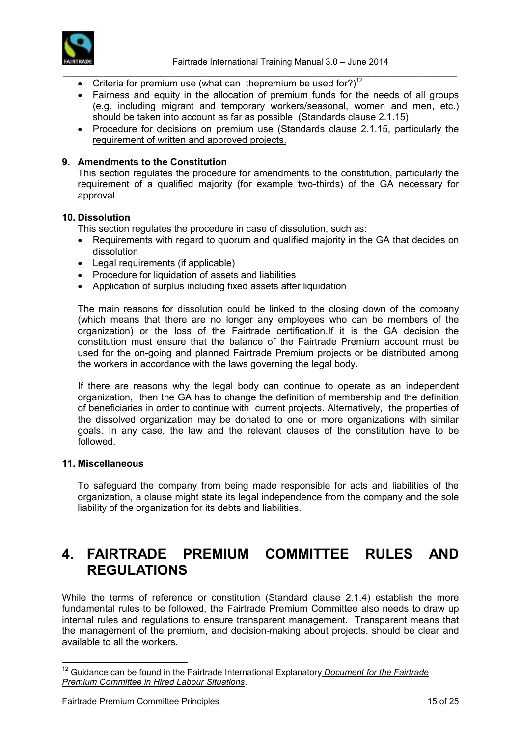- Criteria for premium use (what can thepremium be used for?)[12]
- Fairness and equity in the allocation of premium funds for the needs of all groups (e.g. including migrant and temporary workers/seasonal, women and men, etc.) should be taken into account as far as possible (Standards clause 2.1.15)
- Procedure for decisions on premium use (Standards clause 2.1.15, particularly the requirement of written and approved projects.

**9. Amendments to the Constitution**

This section regulates the procedure for amendments to the constitution, particularly the requirement of a qualified majority (for example two-thirds) of the GA necessary for approval.

**10. Dissolution**

This section regulates the procedure in case of dissolution, such as:

- Requirements with regard to quorum and qualified majority in the GA that decides on dissolution
- Legal requirements (if applicable)
- Procedure for liquidation of assets and liabilities
- Application of surplus including fixed assets after liquidation

The main reasons for dissolution could be linked to the closing down of the company (which means that there are no longer any employees who can be members of the organization) or the loss of the Fairtrade certification.If it is the GA decision the constitution must ensure that the balance of the Fairtrade Premium account must be used for the on-going and planned Fairtrade Premium projects or be distributed among the workers in accordance with the laws governing the legal body.

If there are reasons why the legal body can continue to operate as an independent organization, then the GA has to change the definition of membership and the definition of beneficiaries in order to continue with current projects. Alternatively, the properties of the dissolved organization may be donated to one or more organizations with similar goals. In any case, the law and the relevant clauses of the constitution have to be followed.

**11. Miscellaneous**

To safeguard the company from being made responsible for acts and liabilities of the organization, a clause might state its legal independence from the company and the sole liability of the organization for its debts and liabilities.

# 4. FAIRTRADE PREMIUM COMMITTEE RULES AND REGULATIONS

While the terms of reference or constitution (Standard clause 2.1.4) establish the more fundamental rules to be followed, the Fairtrade Premium Committee also needs to draw up internal rules and regulations to ensure transparent management. Transparent means that the management of the premium, and decision-making about projects, should be clear and available to all the workers.

---

[12] Guidance can be found in the Fairtrade International Explanatory *Document for the Fairtrade Premium Committee in Hired Labour Situations*.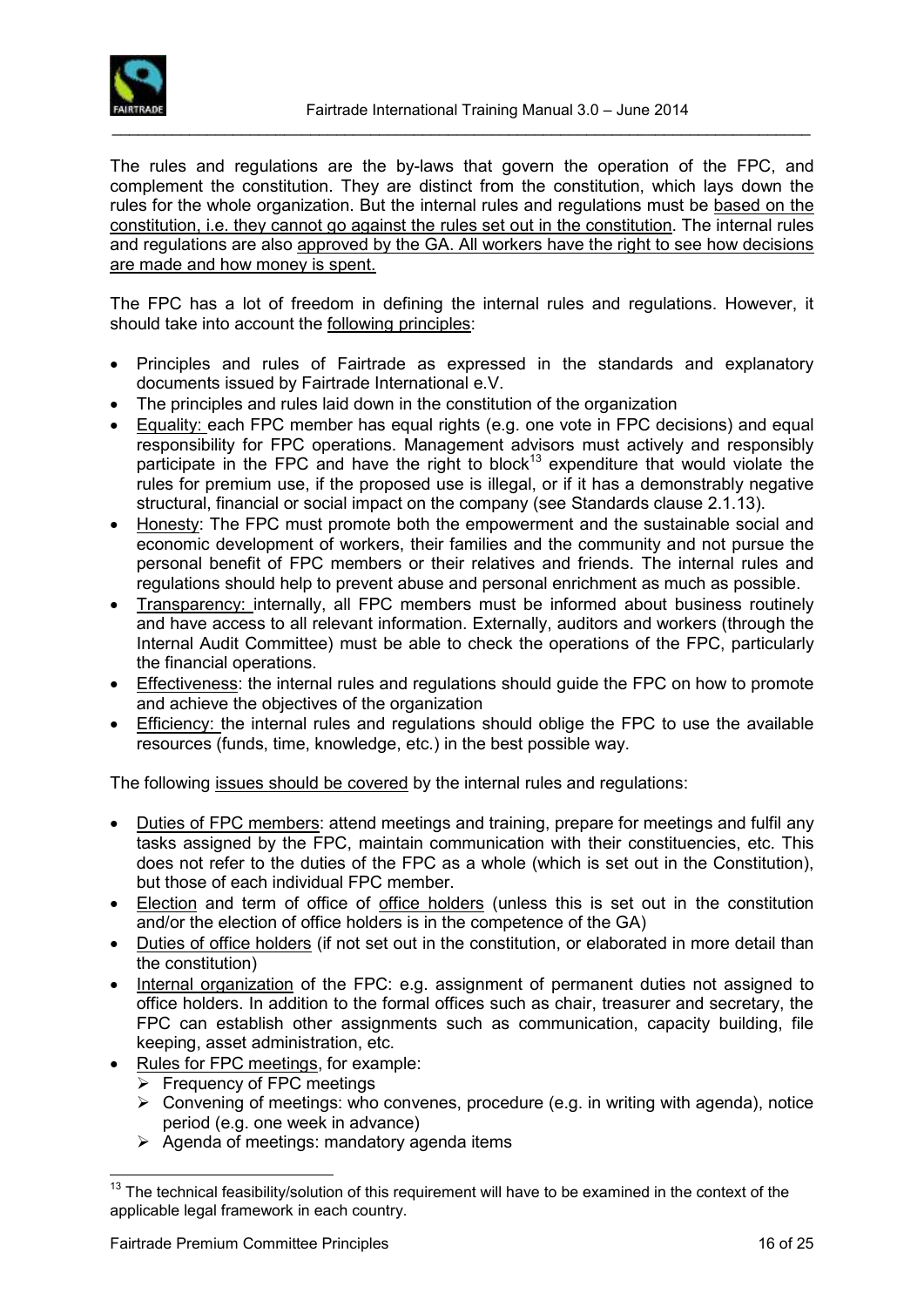The rules and regulations are the by-laws that govern the operation of the FPC, and complement the constitution. They are distinct from the constitution, which lays down the rules for the whole organization. But the internal rules and regulations must be based on the constitution, i.e. they cannot go against the rules set out in the constitution. The internal rules and regulations are also approved by the GA. All workers have the right to see how decisions are made and how money is spent.

The FPC has a lot of freedom in defining the internal rules and regulations. However, it should take into account the following principles:

- Principles and rules of Fairtrade as expressed in the standards and explanatory documents issued by Fairtrade International e.V.
- The principles and rules laid down in the constitution of the organization
- Equality: each FPC member has equal rights (e.g. one vote in FPC decisions) and equal responsibility for FPC operations. Management advisors must actively and responsibly participate in the FPC and have the right to block[13] expenditure that would violate the rules for premium use, if the proposed use is illegal, or if it has a demonstrably negative structural, financial or social impact on the company (see Standards clause 2.1.13).
- Honesty: The FPC must promote both the empowerment and the sustainable social and economic development of workers, their families and the community and not pursue the personal benefit of FPC members or their relatives and friends. The internal rules and regulations should help to prevent abuse and personal enrichment as much as possible.
- Transparency: internally, all FPC members must be informed about business routinely and have access to all relevant information. Externally, auditors and workers (through the Internal Audit Committee) must be able to check the operations of the FPC, particularly the financial operations.
- Effectiveness: the internal rules and regulations should guide the FPC on how to promote and achieve the objectives of the organization
- Efficiency: the internal rules and regulations should oblige the FPC to use the available resources (funds, time, knowledge, etc.) in the best possible way.

The following issues should be covered by the internal rules and regulations:

- Duties of FPC members: attend meetings and training, prepare for meetings and fulfil any tasks assigned by the FPC, maintain communication with their constituencies, etc. This does not refer to the duties of the FPC as a whole (which is set out in the Constitution), but those of each individual FPC member.
- Election and term of office of office holders (unless this is set out in the constitution and/or the election of office holders is in the competence of the GA)
- Duties of office holders (if not set out in the constitution, or elaborated in more detail than the constitution)
- Internal organization of the FPC: e.g. assignment of permanent duties not assigned to office holders. In addition to the formal offices such as chair, treasurer and secretary, the FPC can establish other assignments such as communication, capacity building, file keeping, asset administration, etc.
- Rules for FPC meetings, for example:
  - Frequency of FPC meetings
  - Convening of meetings: who convenes, procedure (e.g. in writing with agenda), notice period (e.g. one week in advance)
  - Agenda of meetings: mandatory agenda items

[13] The technical feasibility/solution of this requirement will have to be examined in the context of the applicable legal framework in each country.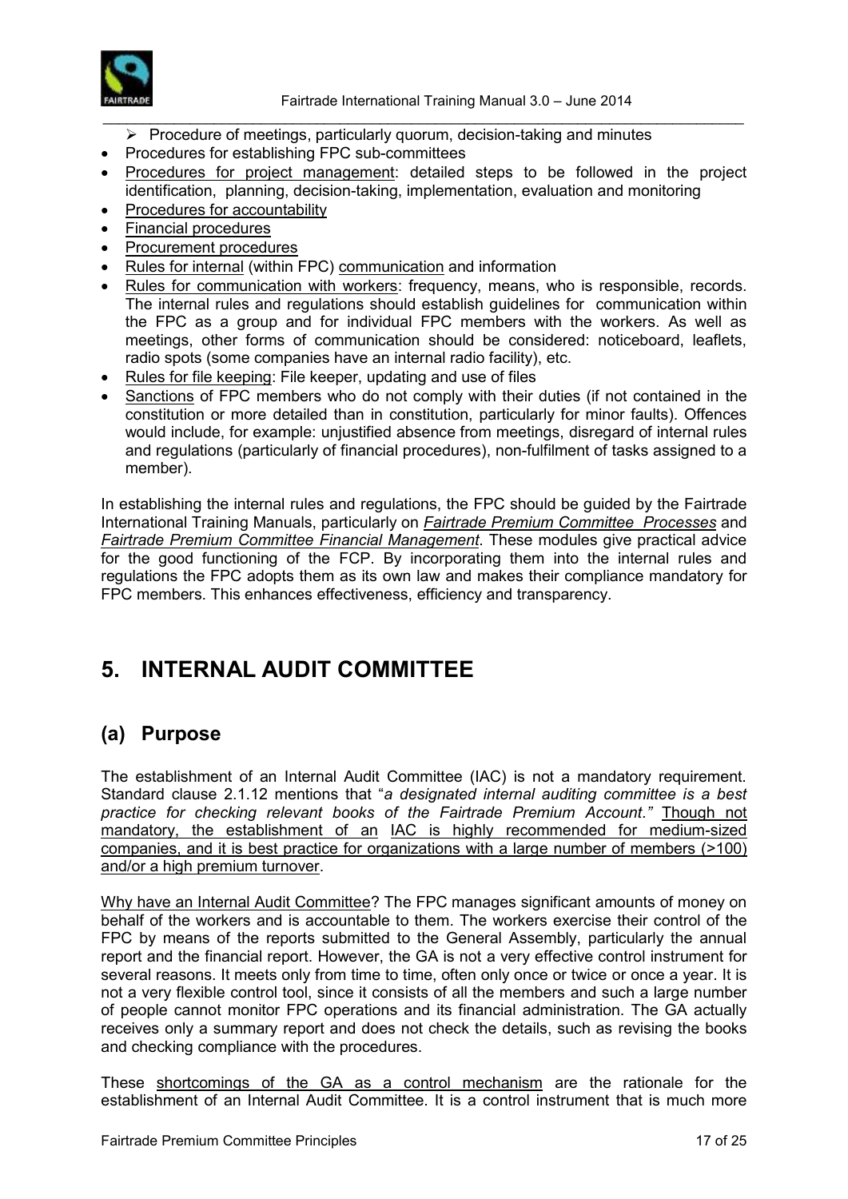- Procedure of meetings, particularly quorum, decision-taking and minutes
- Procedures for establishing FPC sub-committees
- Procedures for project management: detailed steps to be followed in the project identification, planning, decision-taking, implementation, evaluation and monitoring
- Procedures for accountability
- Financial procedures
- Procurement procedures
- Rules for internal (within FPC) communication and information
- Rules for communication with workers: frequency, means, who is responsible, records. The internal rules and regulations should establish guidelines for communication within the FPC as a group and for individual FPC members with the workers. As well as meetings, other forms of communication should be considered: noticeboard, leaflets, radio spots (some companies have an internal radio facility), etc.
- Rules for file keeping: File keeper, updating and use of files
- Sanctions of FPC members who do not comply with their duties (if not contained in the constitution or more detailed than in constitution, particularly for minor faults). Offences would include, for example: unjustified absence from meetings, disregard of internal rules and regulations (particularly of financial procedures), non-fulfilment of tasks assigned to a member).

In establishing the internal rules and regulations, the FPC should be guided by the Fairtrade International Training Manuals, particularly on ***Fairtrade Premium Committee Processes*** and ***Fairtrade Premium Committee Financial Management***. These modules give practical advice for the good functioning of the FCP. By incorporating them into the internal rules and regulations the FPC adopts them as its own law and makes their compliance mandatory for FPC members. This enhances effectiveness, efficiency and transparency.

# 5. INTERNAL AUDIT COMMITTEE

## (a) Purpose

The establishment of an Internal Audit Committee (IAC) is not a mandatory requirement. Standard clause 2.1.12 mentions that "*a designated internal auditing committee is a best practice for checking relevant books of the Fairtrade Premium Account.*" Though not mandatory, the establishment of an IAC is highly recommended for medium-sized companies, and it is best practice for organizations with a large number of members (>100) and/or a high premium turnover.

Why have an Internal Audit Committee? The FPC manages significant amounts of money on behalf of the workers and is accountable to them. The workers exercise their control of the FPC by means of the reports submitted to the General Assembly, particularly the annual report and the financial report. However, the GA is not a very effective control instrument for several reasons. It meets only from time to time, often only once or twice or once a year. It is not a very flexible control tool, since it consists of all the members and such a large number of people cannot monitor FPC operations and its financial administration. The GA actually receives only a summary report and does not check the details, such as revising the books and checking compliance with the procedures.

These shortcomings of the GA as a control mechanism are the rationale for the establishment of an Internal Audit Committee. It is a control instrument that is much more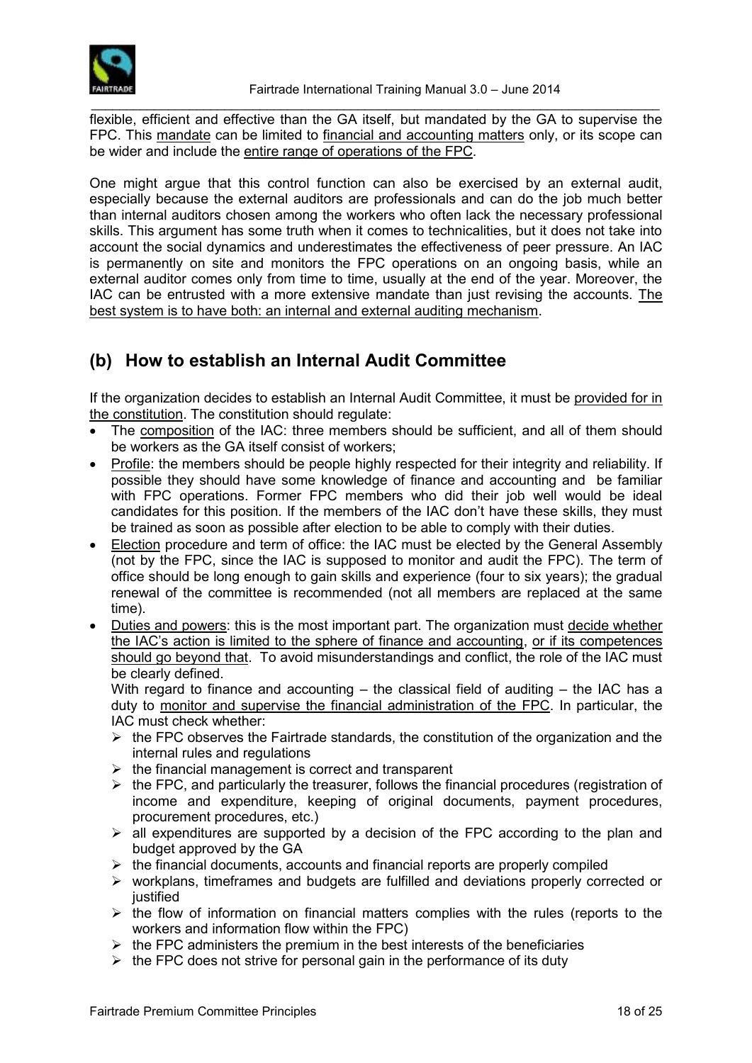flexible, efficient and effective than the GA itself, but mandated by the GA to supervise the FPC. This mandate can be limited to financial and accounting matters only, or its scope can be wider and include the entire range of operations of the FPC.

One might argue that this control function can also be exercised by an external audit, especially because the external auditors are professionals and can do the job much better than internal auditors chosen among the workers who often lack the necessary professional skills. This argument has some truth when it comes to technicalities, but it does not take into account the social dynamics and underestimates the effectiveness of peer pressure. An IAC is permanently on site and monitors the FPC operations on an ongoing basis, while an external auditor comes only from time to time, usually at the end of the year. Moreover, the IAC can be entrusted with a more extensive mandate than just revising the accounts. The best system is to have both: an internal and external auditing mechanism.

## (b) How to establish an Internal Audit Committee

If the organization decides to establish an Internal Audit Committee, it must be provided for in the constitution. The constitution should regulate:

- The composition of the IAC: three members should be sufficient, and all of them should be workers as the GA itself consist of workers;
- Profile: the members should be people highly respected for their integrity and reliability. If possible they should have some knowledge of finance and accounting and be familiar with FPC operations. Former FPC members who did their job well would be ideal candidates for this position. If the members of the IAC don't have these skills, they must be trained as soon as possible after election to be able to comply with their duties.
- Election procedure and term of office: the IAC must be elected by the General Assembly (not by the FPC, since the IAC is supposed to monitor and audit the FPC). The term of office should be long enough to gain skills and experience (four to six years); the gradual renewal of the committee is recommended (not all members are replaced at the same time).
- Duties and powers: this is the most important part. The organization must decide whether the IAC's action is limited to the sphere of finance and accounting, or if its competences should go beyond that. To avoid misunderstandings and conflict, the role of the IAC must be clearly defined.

  With regard to finance and accounting – the classical field of auditing – the IAC has a duty to monitor and supervise the financial administration of the FPC. In particular, the IAC must check whether:

  - the FPC observes the Fairtrade standards, the constitution of the organization and the internal rules and regulations
  - the financial management is correct and transparent
  - the FPC, and particularly the treasurer, follows the financial procedures (registration of income and expenditure, keeping of original documents, payment procedures, procurement procedures, etc.)
  - all expenditures are supported by a decision of the FPC according to the plan and budget approved by the GA
  - the financial documents, accounts and financial reports are properly compiled
  - workplans, timeframes and budgets are fulfilled and deviations properly corrected or justified
  - the flow of information on financial matters complies with the rules (reports to the workers and information flow within the FPC)
  - the FPC administers the premium in the best interests of the beneficiaries
  - the FPC does not strive for personal gain in the performance of its duty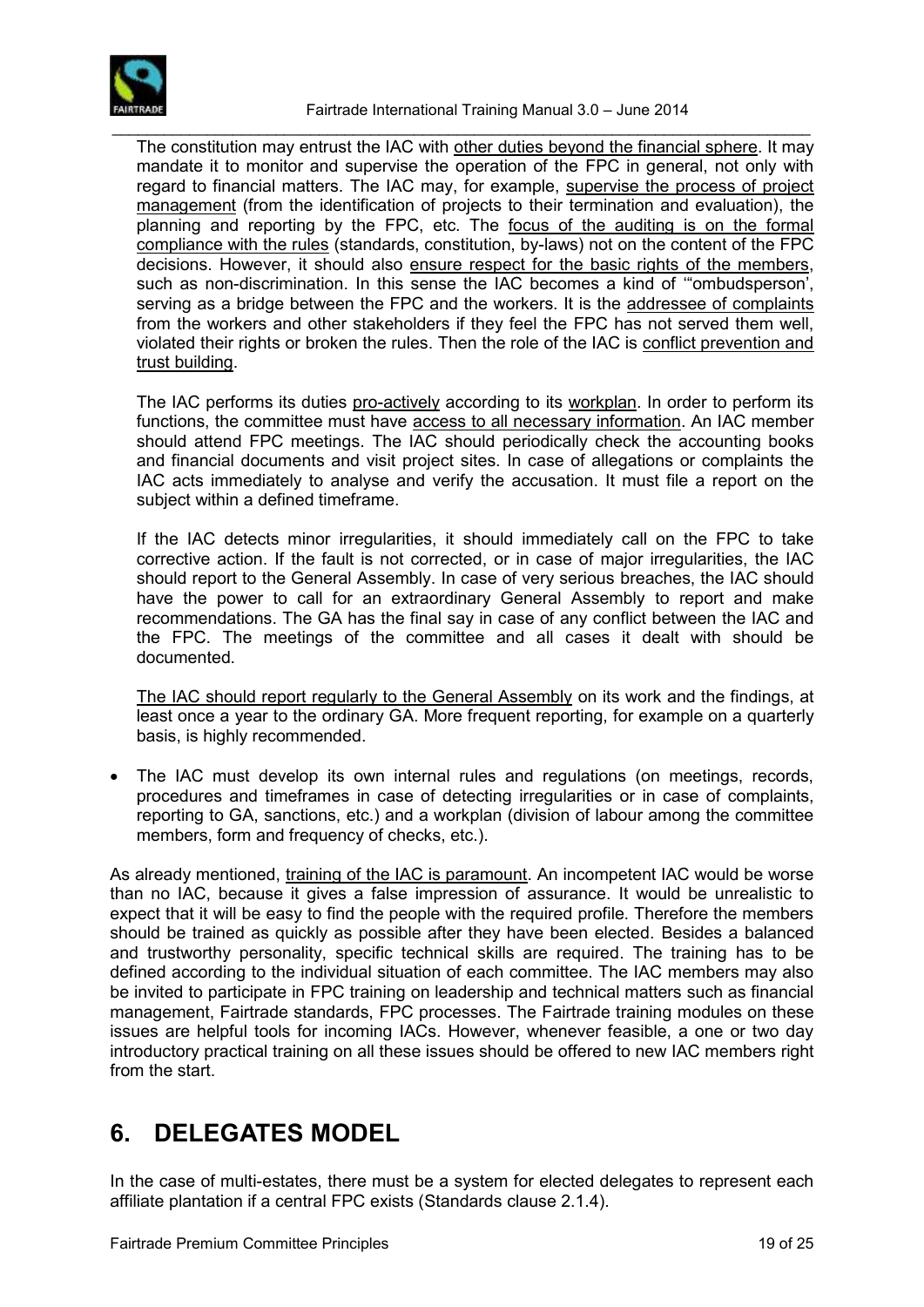The constitution may entrust the IAC with other duties beyond the financial sphere. It may mandate it to monitor and supervise the operation of the FPC in general, not only with regard to financial matters. The IAC may, for example, supervise the process of project management (from the identification of projects to their termination and evaluation), the planning and reporting by the FPC, etc. The focus of the auditing is on the formal compliance with the rules (standards, constitution, by-laws) not on the content of the FPC decisions. However, it should also ensure respect for the basic rights of the members, such as non-discrimination. In this sense the IAC becomes a kind of '"ombudsperson', serving as a bridge between the FPC and the workers. It is the addressee of complaints from the workers and other stakeholders if they feel the FPC has not served them well, violated their rights or broken the rules. Then the role of the IAC is conflict prevention and trust building.

The IAC performs its duties pro-actively according to its workplan. In order to perform its functions, the committee must have access to all necessary information. An IAC member should attend FPC meetings. The IAC should periodically check the accounting books and financial documents and visit project sites. In case of allegations or complaints the IAC acts immediately to analyse and verify the accusation. It must file a report on the subject within a defined timeframe.

If the IAC detects minor irregularities, it should immediately call on the FPC to take corrective action. If the fault is not corrected, or in case of major irregularities, the IAC should report to the General Assembly. In case of very serious breaches, the IAC should have the power to call for an extraordinary General Assembly to report and make recommendations. The GA has the final say in case of any conflict between the IAC and the FPC. The meetings of the committee and all cases it dealt with should be documented.

The IAC should report regularly to the General Assembly on its work and the findings, at least once a year to the ordinary GA. More frequent reporting, for example on a quarterly basis, is highly recommended.

- The IAC must develop its own internal rules and regulations (on meetings, records, procedures and timeframes in case of detecting irregularities or in case of complaints, reporting to GA, sanctions, etc.) and a workplan (division of labour among the committee members, form and frequency of checks, etc.).

As already mentioned, training of the IAC is paramount. An incompetent IAC would be worse than no IAC, because it gives a false impression of assurance. It would be unrealistic to expect that it will be easy to find the people with the required profile. Therefore the members should be trained as quickly as possible after they have been elected. Besides a balanced and trustworthy personality, specific technical skills are required. The training has to be defined according to the individual situation of each committee. The IAC members may also be invited to participate in FPC training on leadership and technical matters such as financial management, Fairtrade standards, FPC processes. The Fairtrade training modules on these issues are helpful tools for incoming IACs. However, whenever feasible, a one or two day introductory practical training on all these issues should be offered to new IAC members right from the start.

# 6. DELEGATES MODEL

In the case of multi-estates, there must be a system for elected delegates to represent each affiliate plantation if a central FPC exists (Standards clause 2.1.4).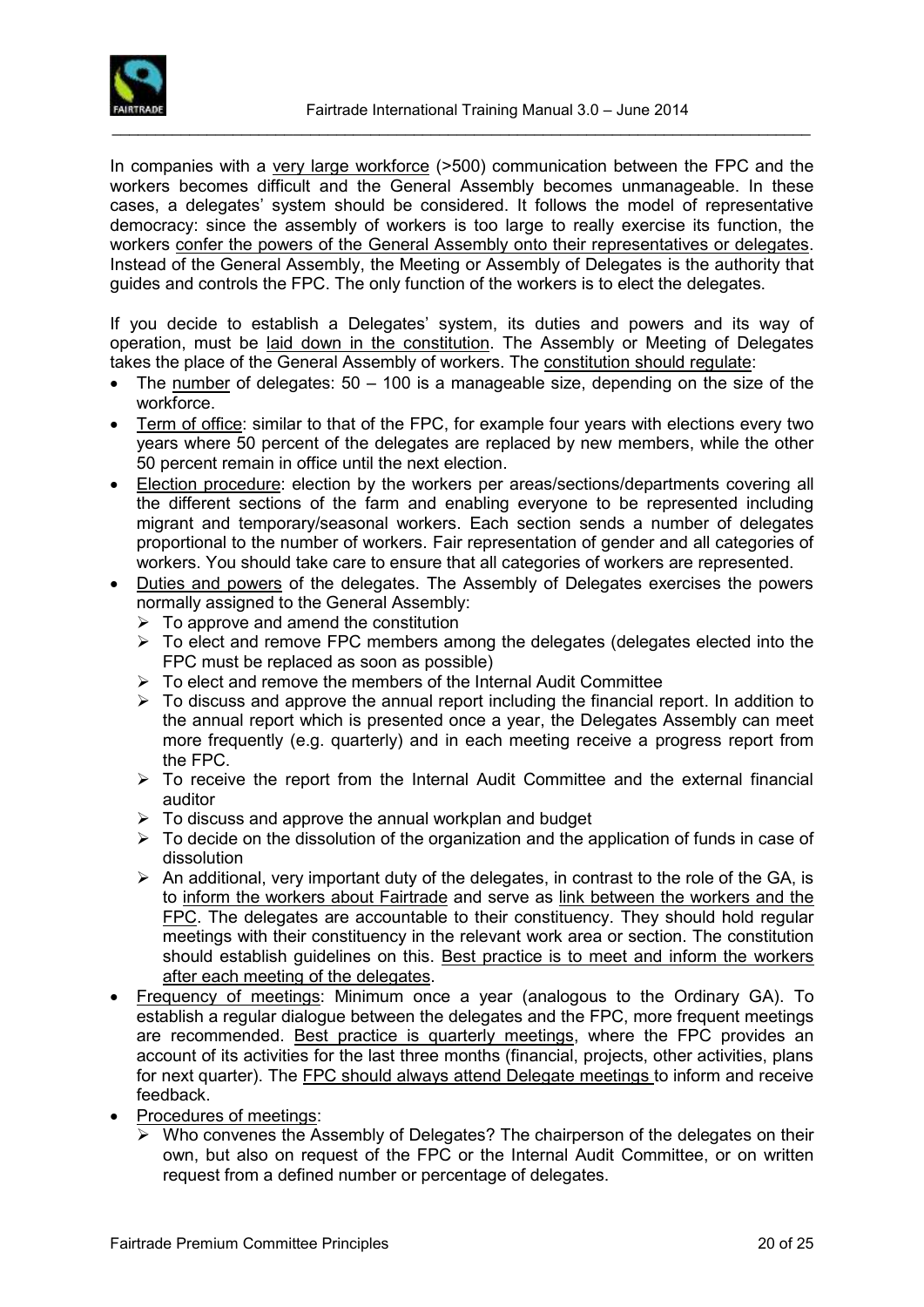In companies with a very large workforce (>500) communication between the FPC and the workers becomes difficult and the General Assembly becomes unmanageable. In these cases, a delegates' system should be considered. It follows the model of representative democracy: since the assembly of workers is too large to really exercise its function, the workers confer the powers of the General Assembly onto their representatives or delegates. Instead of the General Assembly, the Meeting or Assembly of Delegates is the authority that guides and controls the FPC. The only function of the workers is to elect the delegates.

If you decide to establish a Delegates' system, its duties and powers and its way of operation, must be laid down in the constitution. The Assembly or Meeting of Delegates takes the place of the General Assembly of workers. The constitution should regulate:

- The number of delegates: 50 – 100 is a manageable size, depending on the size of the workforce.
- Term of office: similar to that of the FPC, for example four years with elections every two years where 50 percent of the delegates are replaced by new members, while the other 50 percent remain in office until the next election.
- Election procedure: election by the workers per areas/sections/departments covering all the different sections of the farm and enabling everyone to be represented including migrant and temporary/seasonal workers. Each section sends a number of delegates proportional to the number of workers. Fair representation of gender and all categories of workers. You should take care to ensure that all categories of workers are represented.
- Duties and powers of the delegates. The Assembly of Delegates exercises the powers normally assigned to the General Assembly:
  - To approve and amend the constitution
  - To elect and remove FPC members among the delegates (delegates elected into the FPC must be replaced as soon as possible)
  - To elect and remove the members of the Internal Audit Committee
  - To discuss and approve the annual report including the financial report. In addition to the annual report which is presented once a year, the Delegates Assembly can meet more frequently (e.g. quarterly) and in each meeting receive a progress report from the FPC.
  - To receive the report from the Internal Audit Committee and the external financial auditor
  - To discuss and approve the annual workplan and budget
  - To decide on the dissolution of the organization and the application of funds in case of dissolution
  - An additional, very important duty of the delegates, in contrast to the role of the GA, is to inform the workers about Fairtrade and serve as link between the workers and the FPC. The delegates are accountable to their constituency. They should hold regular meetings with their constituency in the relevant work area or section. The constitution should establish guidelines on this. Best practice is to meet and inform the workers after each meeting of the delegates.
- Frequency of meetings: Minimum once a year (analogous to the Ordinary GA). To establish a regular dialogue between the delegates and the FPC, more frequent meetings are recommended. Best practice is quarterly meetings, where the FPC provides an account of its activities for the last three months (financial, projects, other activities, plans for next quarter). The FPC should always attend Delegate meetings to inform and receive feedback.
- Procedures of meetings:
  - Who convenes the Assembly of Delegates? The chairperson of the delegates on their own, but also on request of the FPC or the Internal Audit Committee, or on written request from a defined number or percentage of delegates.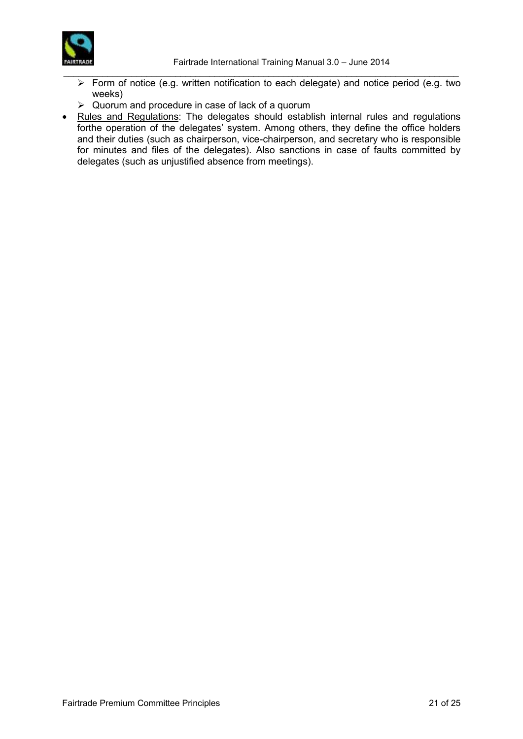- Form of notice (e.g. written notification to each delegate) and notice period (e.g. two weeks)
  - Quorum and procedure in case of lack of a quorum
- Rules and Regulations: The delegates should establish internal rules and regulations forthe operation of the delegates' system. Among others, they define the office holders and their duties (such as chairperson, vice-chairperson, and secretary who is responsible for minutes and files of the delegates). Also sanctions in case of faults committed by delegates (such as unjustified absence from meetings).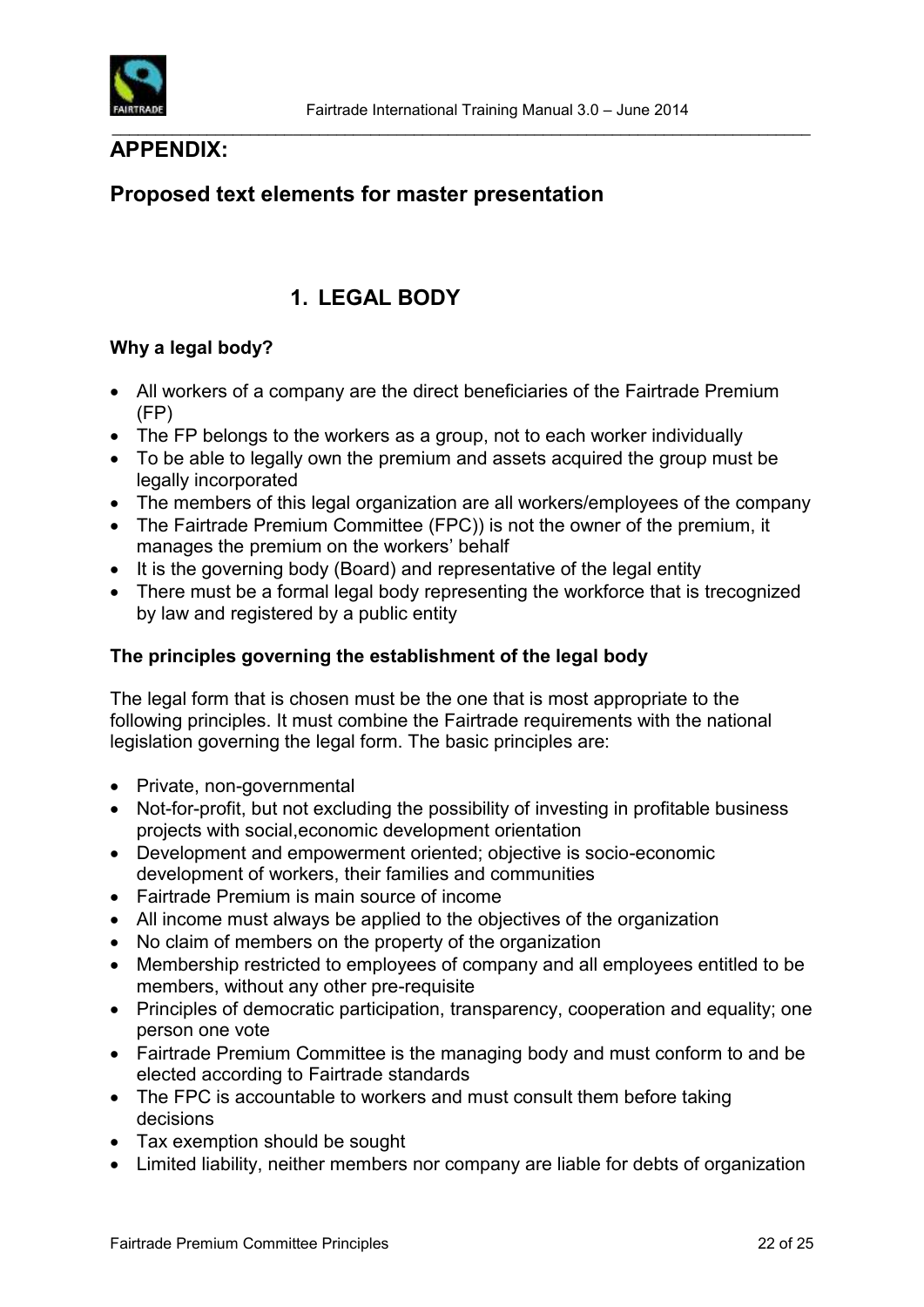# APPENDIX:

## Proposed text elements for master presentation

## 1. LEGAL BODY

**Why a legal body?**

- All workers of a company are the direct beneficiaries of the Fairtrade Premium (FP)
- The FP belongs to the workers as a group, not to each worker individually
- To be able to legally own the premium and assets acquired the group must be legally incorporated
- The members of this legal organization are all workers/employees of the company
- The Fairtrade Premium Committee (FPC)) is not the owner of the premium, it manages the premium on the workers' behalf
- It is the governing body (Board) and representative of the legal entity
- There must be a formal legal body representing the workforce that is trecognized by law and registered by a public entity

**The principles governing the establishment of the legal body**

The legal form that is chosen must be the one that is most appropriate to the following principles. It must combine the Fairtrade requirements with the national legislation governing the legal form. The basic principles are:

- Private, non-governmental
- Not-for-profit, but not excluding the possibility of investing in profitable business projects with social,economic development orientation
- Development and empowerment oriented; objective is socio-economic development of workers, their families and communities
- Fairtrade Premium is main source of income
- All income must always be applied to the objectives of the organization
- No claim of members on the property of the organization
- Membership restricted to employees of company and all employees entitled to be members, without any other pre-requisite
- Principles of democratic participation, transparency, cooperation and equality; one person one vote
- Fairtrade Premium Committee is the managing body and must conform to and be elected according to Fairtrade standards
- The FPC is accountable to workers and must consult them before taking decisions
- Tax exemption should be sought
- Limited liability, neither members nor company are liable for debts of organization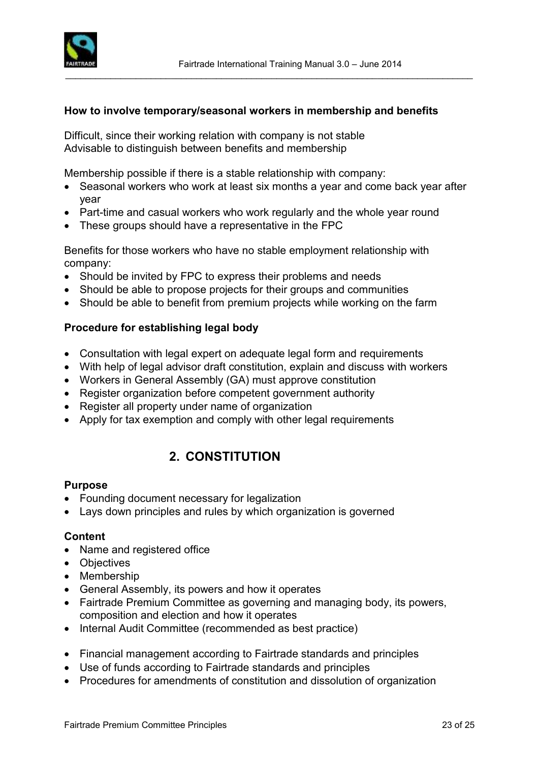**How to involve temporary/seasonal workers in membership and benefits**

Difficult, since their working relation with company is not stable
Advisable to distinguish between benefits and membership

Membership possible if there is a stable relationship with company:

- Seasonal workers who work at least six months a year and come back year after year
- Part-time and casual workers who work regularly and the whole year round
- These groups should have a representative in the FPC

Benefits for those workers who have no stable employment relationship with company:

- Should be invited by FPC to express their problems and needs
- Should be able to propose projects for their groups and communities
- Should be able to benefit from premium projects while working on the farm

**Procedure for establishing legal body**

- Consultation with legal expert on adequate legal form and requirements
- With help of legal advisor draft constitution, explain and discuss with workers
- Workers in General Assembly (GA) must approve constitution
- Register organization before competent government authority
- Register all property under name of organization
- Apply for tax exemption and comply with other legal requirements

## 2. CONSTITUTION

**Purpose**

- Founding document necessary for legalization
- Lays down principles and rules by which organization is governed

**Content**

- Name and registered office
- Objectives
- Membership
- General Assembly, its powers and how it operates
- Fairtrade Premium Committee as governing and managing body, its powers, composition and election and how it operates
- Internal Audit Committee (recommended as best practice)
- Financial management according to Fairtrade standards and principles
- Use of funds according to Fairtrade standards and principles
- Procedures for amendments of constitution and dissolution of organization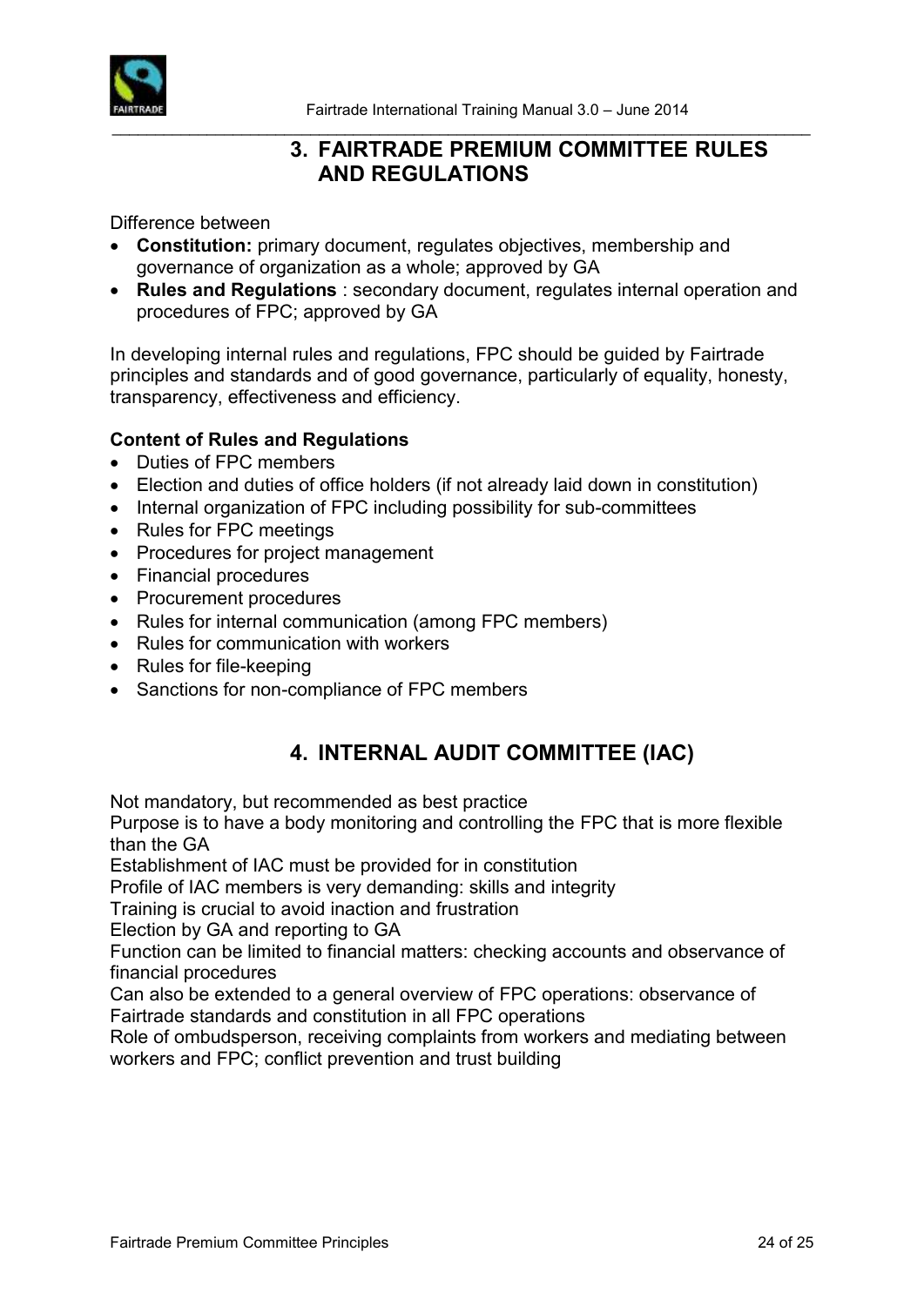## 3. FAIRTRADE PREMIUM COMMITTEE RULES AND REGULATIONS

Difference between

- **Constitution:** primary document, regulates objectives, membership and governance of organization as a whole; approved by GA
- **Rules and Regulations** : secondary document, regulates internal operation and procedures of FPC; approved by GA

In developing internal rules and regulations, FPC should be guided by Fairtrade principles and standards and of good governance, particularly of equality, honesty, transparency, effectiveness and efficiency.

**Content of Rules and Regulations**

- Duties of FPC members
- Election and duties of office holders (if not already laid down in constitution)
- Internal organization of FPC including possibility for sub-committees
- Rules for FPC meetings
- Procedures for project management
- Financial procedures
- Procurement procedures
- Rules for internal communication (among FPC members)
- Rules for communication with workers
- Rules for file-keeping
- Sanctions for non-compliance of FPC members

## 4. INTERNAL AUDIT COMMITTEE (IAC)

Not mandatory, but recommended as best practice

Purpose is to have a body monitoring and controlling the FPC that is more flexible than the GA

Establishment of IAC must be provided for in constitution

Profile of IAC members is very demanding: skills and integrity

Training is crucial to avoid inaction and frustration

Election by GA and reporting to GA

Function can be limited to financial matters: checking accounts and observance of financial procedures

Can also be extended to a general overview of FPC operations: observance of Fairtrade standards and constitution in all FPC operations

Role of ombudsperson, receiving complaints from workers and mediating between workers and FPC; conflict prevention and trust building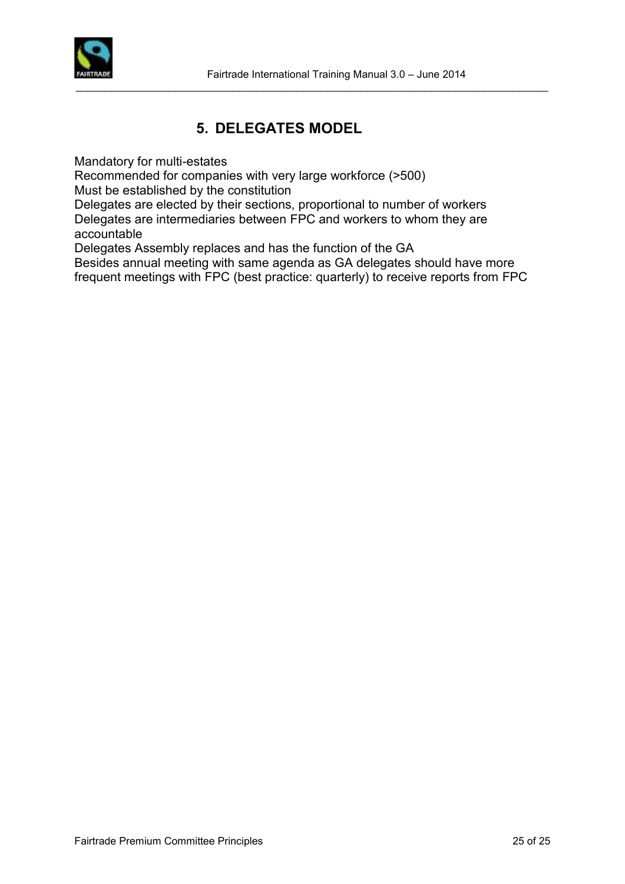## 5. DELEGATES MODEL

Mandatory for multi-estates
Recommended for companies with very large workforce (>500)
Must be established by the constitution
Delegates are elected by their sections, proportional to number of workers
Delegates are intermediaries between FPC and workers to whom they are accountable
Delegates Assembly replaces and has the function of the GA
Besides annual meeting with same agenda as GA delegates should have more frequent meetings with FPC (best practice: quarterly) to receive reports from FPC